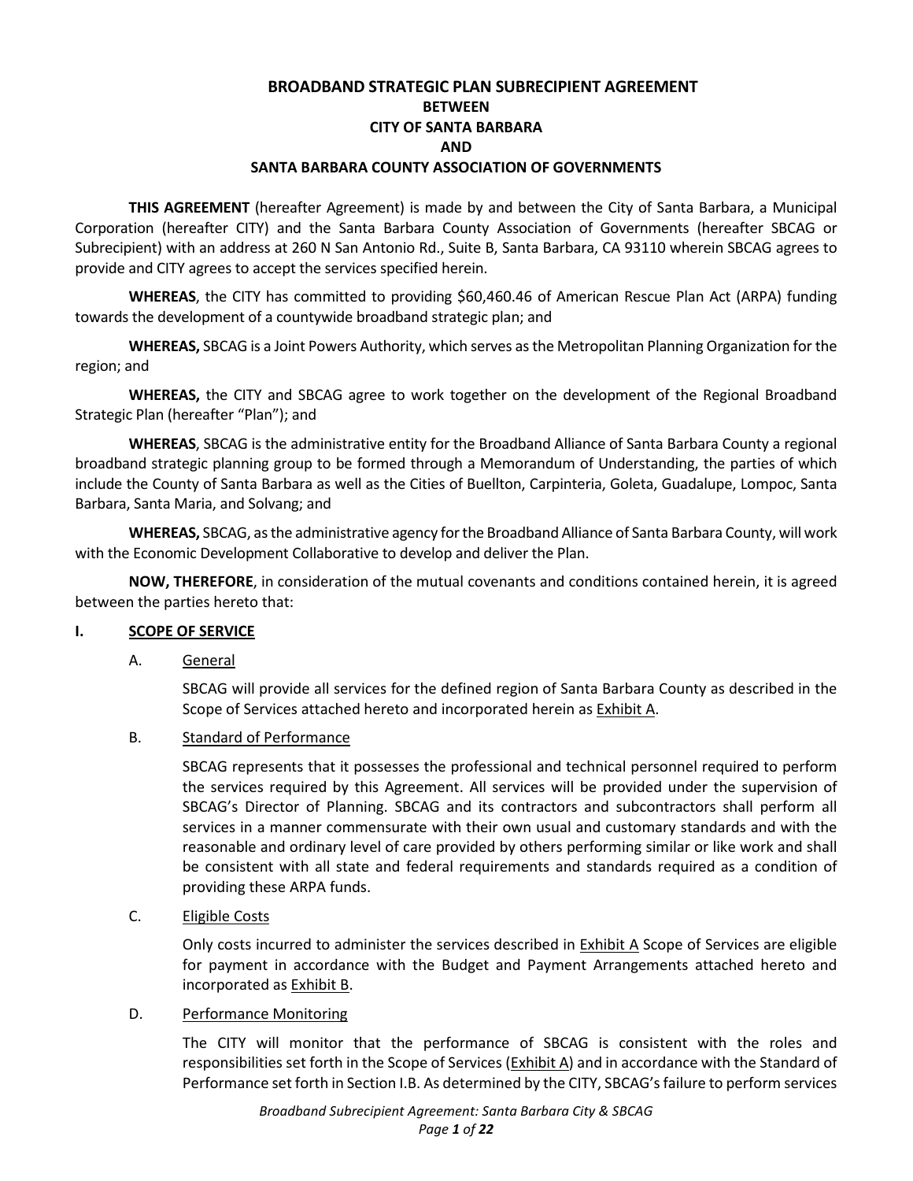# BROADBAND STRATEGIC PLAN SUBRECIPIENT AGREEMENT
## BETWEEN
## CITY OF SANTA BARBARA
## AND
## SANTA BARBARA COUNTY ASSOCIATION OF GOVERNMENTS

**THIS AGREEMENT** (hereafter Agreement) is made by and between the City of Santa Barbara, a Municipal Corporation (hereafter CITY) and the Santa Barbara County Association of Governments (hereafter SBCAG or Subrecipient) with an address at 260 N San Antonio Rd., Suite B, Santa Barbara, CA 93110 wherein SBCAG agrees to provide and CITY agrees to accept the services specified herein.

**WHEREAS**, the CITY has committed to providing $60,460.46 of American Rescue Plan Act (ARPA) funding towards the development of a countywide broadband strategic plan; and

**WHEREAS,** SBCAG is a Joint Powers Authority, which serves as the Metropolitan Planning Organization for the region; and

**WHEREAS,** the CITY and SBCAG agree to work together on the development of the Regional Broadband Strategic Plan (hereafter "Plan"); and

**WHEREAS**, SBCAG is the administrative entity for the Broadband Alliance of Santa Barbara County a regional broadband strategic planning group to be formed through a Memorandum of Understanding, the parties of which include the County of Santa Barbara as well as the Cities of Buellton, Carpinteria, Goleta, Guadalupe, Lompoc, Santa Barbara, Santa Maria, and Solvang; and

**WHEREAS,** SBCAG, as the administrative agency for the Broadband Alliance of Santa Barbara County, will work with the Economic Development Collaborative to develop and deliver the Plan.

**NOW, THEREFORE**, in consideration of the mutual covenants and conditions contained herein, it is agreed between the parties hereto that:

## I. SCOPE OF SERVICE

A. General

SBCAG will provide all services for the defined region of Santa Barbara County as described in the Scope of Services attached hereto and incorporated herein as Exhibit A.

B. Standard of Performance

SBCAG represents that it possesses the professional and technical personnel required to perform the services required by this Agreement. All services will be provided under the supervision of SBCAG's Director of Planning. SBCAG and its contractors and subcontractors shall perform all services in a manner commensurate with their own usual and customary standards and with the reasonable and ordinary level of care provided by others performing similar or like work and shall be consistent with all state and federal requirements and standards required as a condition of providing these ARPA funds.

C. Eligible Costs

Only costs incurred to administer the services described in Exhibit A Scope of Services are eligible for payment in accordance with the Budget and Payment Arrangements attached hereto and incorporated as Exhibit B.

D. Performance Monitoring

The CITY will monitor that the performance of SBCAG is consistent with the roles and responsibilities set forth in the Scope of Services (Exhibit A) and in accordance with the Standard of Performance set forth in Section I.B. As determined by the CITY, SBCAG's failure to perform services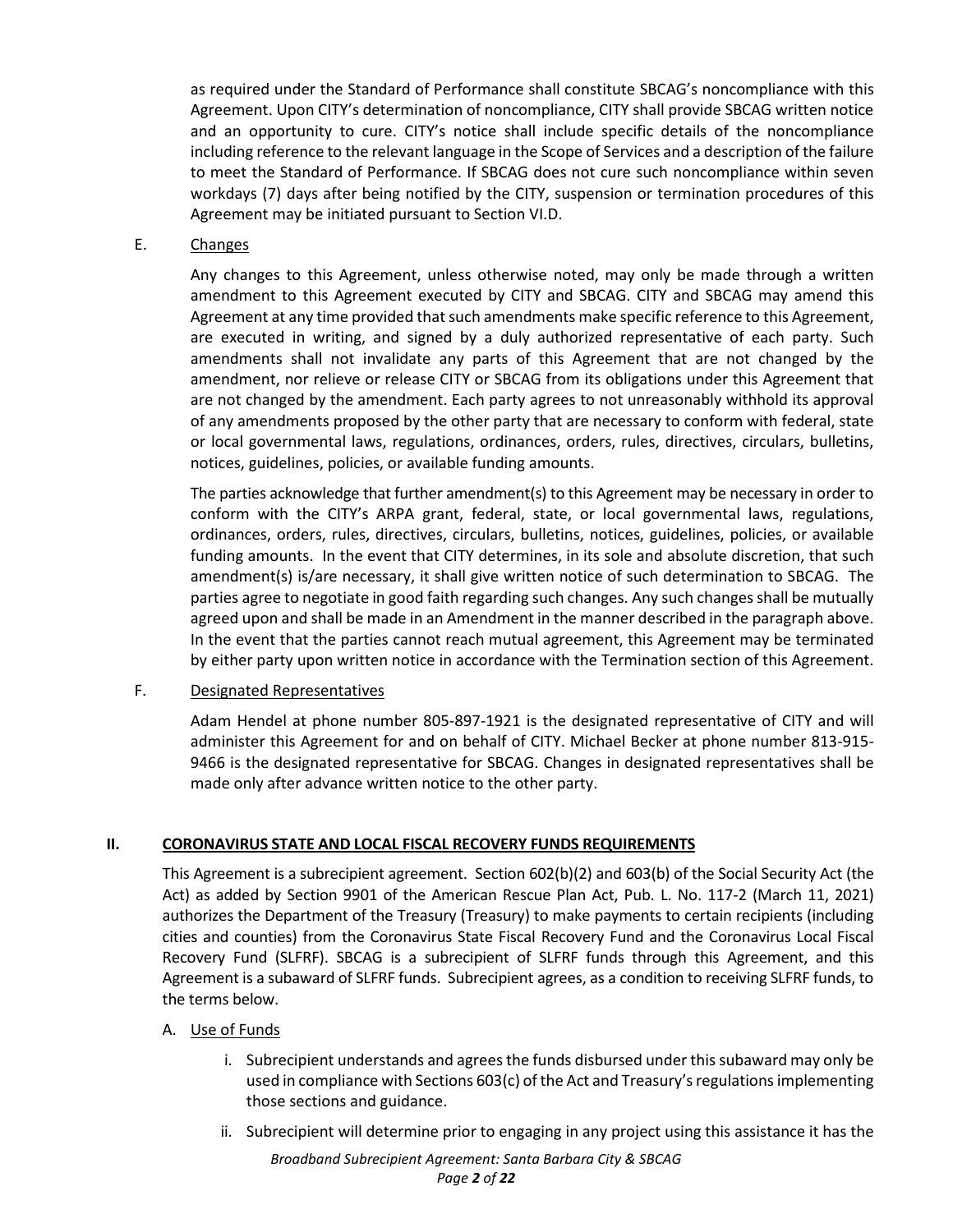as required under the Standard of Performance shall constitute SBCAG's noncompliance with this Agreement. Upon CITY's determination of noncompliance, CITY shall provide SBCAG written notice and an opportunity to cure. CITY's notice shall include specific details of the noncompliance including reference to the relevant language in the Scope of Services and a description of the failure to meet the Standard of Performance. If SBCAG does not cure such noncompliance within seven workdays (7) days after being notified by the CITY, suspension or termination procedures of this Agreement may be initiated pursuant to Section VI.D.

E. Changes

Any changes to this Agreement, unless otherwise noted, may only be made through a written amendment to this Agreement executed by CITY and SBCAG. CITY and SBCAG may amend this Agreement at any time provided that such amendments make specific reference to this Agreement, are executed in writing, and signed by a duly authorized representative of each party. Such amendments shall not invalidate any parts of this Agreement that are not changed by the amendment, nor relieve or release CITY or SBCAG from its obligations under this Agreement that are not changed by the amendment. Each party agrees to not unreasonably withhold its approval of any amendments proposed by the other party that are necessary to conform with federal, state or local governmental laws, regulations, ordinances, orders, rules, directives, circulars, bulletins, notices, guidelines, policies, or available funding amounts.

The parties acknowledge that further amendment(s) to this Agreement may be necessary in order to conform with the CITY's ARPA grant, federal, state, or local governmental laws, regulations, ordinances, orders, rules, directives, circulars, bulletins, notices, guidelines, policies, or available funding amounts. In the event that CITY determines, in its sole and absolute discretion, that such amendment(s) is/are necessary, it shall give written notice of such determination to SBCAG. The parties agree to negotiate in good faith regarding such changes. Any such changes shall be mutually agreed upon and shall be made in an Amendment in the manner described in the paragraph above. In the event that the parties cannot reach mutual agreement, this Agreement may be terminated by either party upon written notice in accordance with the Termination section of this Agreement.

F. Designated Representatives

Adam Hendel at phone number 805-897-1921 is the designated representative of CITY and will administer this Agreement for and on behalf of CITY. Michael Becker at phone number 813-915-9466 is the designated representative for SBCAG. Changes in designated representatives shall be made only after advance written notice to the other party.

## II. CORONAVIRUS STATE AND LOCAL FISCAL RECOVERY FUNDS REQUIREMENTS

This Agreement is a subrecipient agreement. Section 602(b)(2) and 603(b) of the Social Security Act (the Act) as added by Section 9901 of the American Rescue Plan Act, Pub. L. No. 117-2 (March 11, 2021) authorizes the Department of the Treasury (Treasury) to make payments to certain recipients (including cities and counties) from the Coronavirus State Fiscal Recovery Fund and the Coronavirus Local Fiscal Recovery Fund (SLFRF). SBCAG is a subrecipient of SLFRF funds through this Agreement, and this Agreement is a subaward of SLFRF funds. Subrecipient agrees, as a condition to receiving SLFRF funds, to the terms below.

A. Use of Funds

i. Subrecipient understands and agrees the funds disbursed under this subaward may only be used in compliance with Sections 603(c) of the Act and Treasury's regulations implementing those sections and guidance.

ii. Subrecipient will determine prior to engaging in any project using this assistance it has the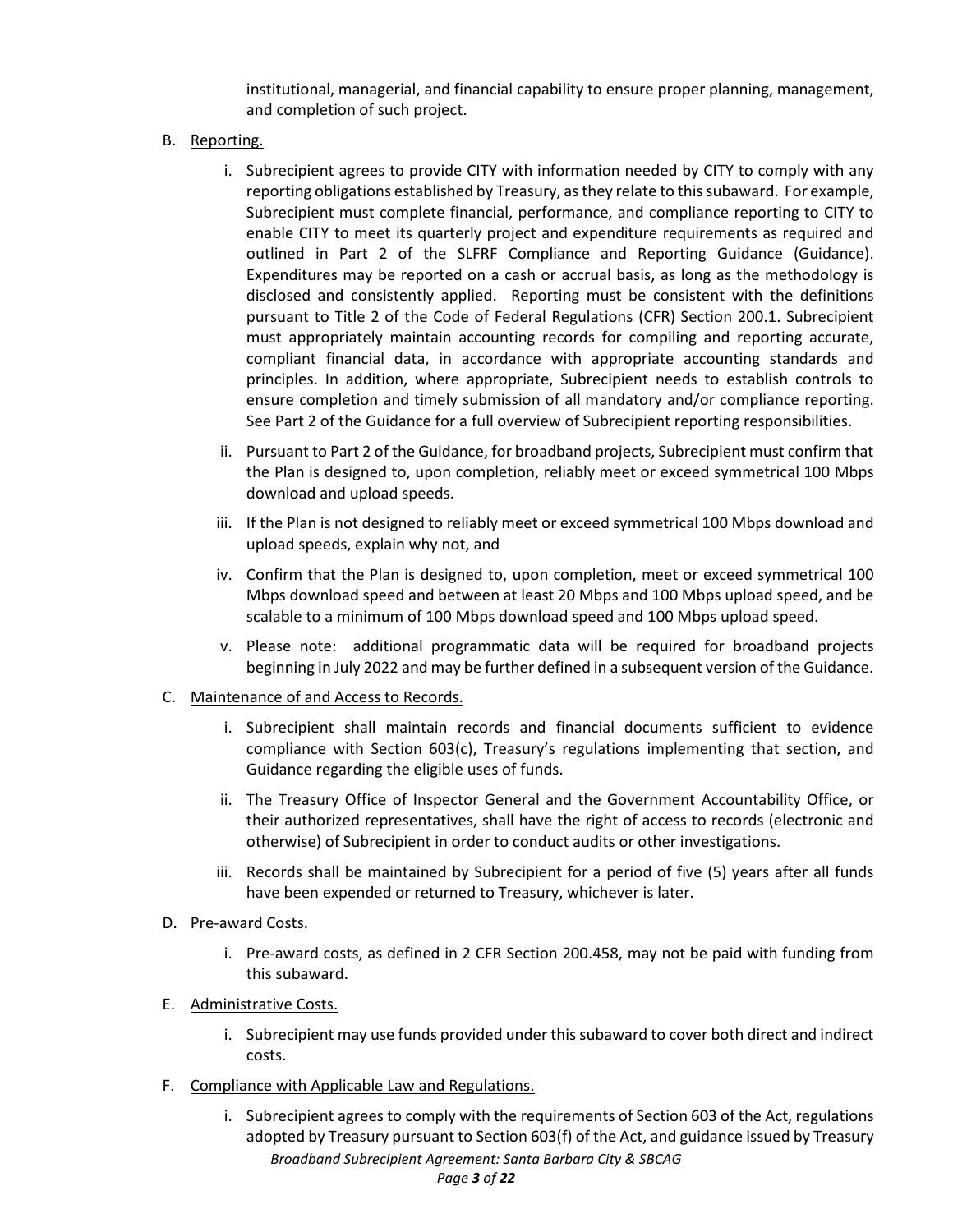institutional, managerial, and financial capability to ensure proper planning, management, and completion of such project.

B. Reporting.

   i. Subrecipient agrees to provide CITY with information needed by CITY to comply with any reporting obligations established by Treasury, as they relate to this subaward. For example, Subrecipient must complete financial, performance, and compliance reporting to CITY to enable CITY to meet its quarterly project and expenditure requirements as required and outlined in Part 2 of the SLFRF Compliance and Reporting Guidance (Guidance). Expenditures may be reported on a cash or accrual basis, as long as the methodology is disclosed and consistently applied. Reporting must be consistent with the definitions pursuant to Title 2 of the Code of Federal Regulations (CFR) Section 200.1. Subrecipient must appropriately maintain accounting records for compiling and reporting accurate, compliant financial data, in accordance with appropriate accounting standards and principles. In addition, where appropriate, Subrecipient needs to establish controls to ensure completion and timely submission of all mandatory and/or compliance reporting. See Part 2 of the Guidance for a full overview of Subrecipient reporting responsibilities.

   ii. Pursuant to Part 2 of the Guidance, for broadband projects, Subrecipient must confirm that the Plan is designed to, upon completion, reliably meet or exceed symmetrical 100 Mbps download and upload speeds.

   iii. If the Plan is not designed to reliably meet or exceed symmetrical 100 Mbps download and upload speeds, explain why not, and

   iv. Confirm that the Plan is designed to, upon completion, meet or exceed symmetrical 100 Mbps download speed and between at least 20 Mbps and 100 Mbps upload speed, and be scalable to a minimum of 100 Mbps download speed and 100 Mbps upload speed.

   v. Please note: additional programmatic data will be required for broadband projects beginning in July 2022 and may be further defined in a subsequent version of the Guidance.

C. Maintenance of and Access to Records.

   i. Subrecipient shall maintain records and financial documents sufficient to evidence compliance with Section 603(c), Treasury's regulations implementing that section, and Guidance regarding the eligible uses of funds.

   ii. The Treasury Office of Inspector General and the Government Accountability Office, or their authorized representatives, shall have the right of access to records (electronic and otherwise) of Subrecipient in order to conduct audits or other investigations.

   iii. Records shall be maintained by Subrecipient for a period of five (5) years after all funds have been expended or returned to Treasury, whichever is later.

D. Pre-award Costs.

   i. Pre-award costs, as defined in 2 CFR Section 200.458, may not be paid with funding from this subaward.

E. Administrative Costs.

   i. Subrecipient may use funds provided under this subaward to cover both direct and indirect costs.

F. Compliance with Applicable Law and Regulations.

   i. Subrecipient agrees to comply with the requirements of Section 603 of the Act, regulations adopted by Treasury pursuant to Section 603(f) of the Act, and guidance issued by Treasury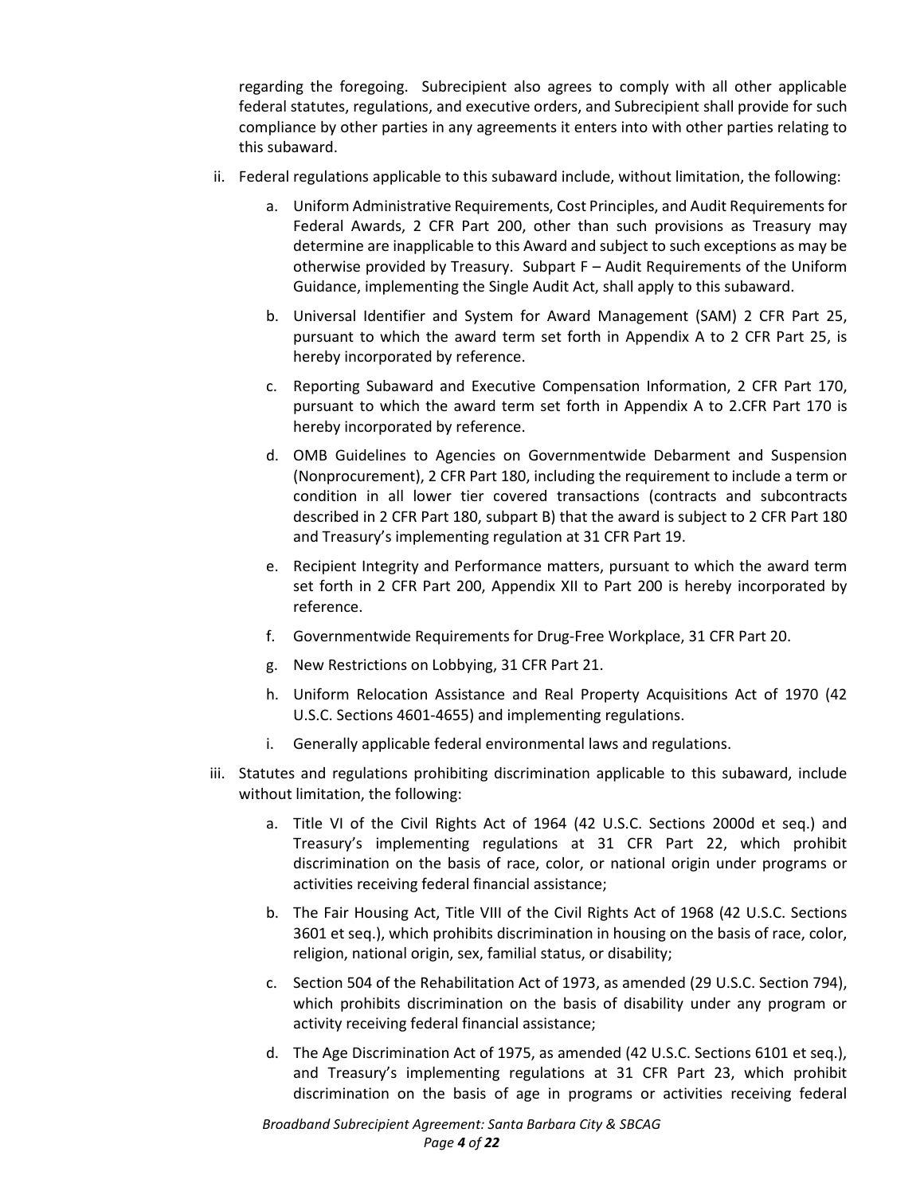regarding the foregoing. Subrecipient also agrees to comply with all other applicable federal statutes, regulations, and executive orders, and Subrecipient shall provide for such compliance by other parties in any agreements it enters into with other parties relating to this subaward.

ii. Federal regulations applicable to this subaward include, without limitation, the following:

   a. Uniform Administrative Requirements, Cost Principles, and Audit Requirements for Federal Awards, 2 CFR Part 200, other than such provisions as Treasury may determine are inapplicable to this Award and subject to such exceptions as may be otherwise provided by Treasury. Subpart F – Audit Requirements of the Uniform Guidance, implementing the Single Audit Act, shall apply to this subaward.

   b. Universal Identifier and System for Award Management (SAM) 2 CFR Part 25, pursuant to which the award term set forth in Appendix A to 2 CFR Part 25, is hereby incorporated by reference.

   c. Reporting Subaward and Executive Compensation Information, 2 CFR Part 170, pursuant to which the award term set forth in Appendix A to 2.CFR Part 170 is hereby incorporated by reference.

   d. OMB Guidelines to Agencies on Governmentwide Debarment and Suspension (Nonprocurement), 2 CFR Part 180, including the requirement to include a term or condition in all lower tier covered transactions (contracts and subcontracts described in 2 CFR Part 180, subpart B) that the award is subject to 2 CFR Part 180 and Treasury's implementing regulation at 31 CFR Part 19.

   e. Recipient Integrity and Performance matters, pursuant to which the award term set forth in 2 CFR Part 200, Appendix XII to Part 200 is hereby incorporated by reference.

   f. Governmentwide Requirements for Drug-Free Workplace, 31 CFR Part 20.

   g. New Restrictions on Lobbying, 31 CFR Part 21.

   h. Uniform Relocation Assistance and Real Property Acquisitions Act of 1970 (42 U.S.C. Sections 4601-4655) and implementing regulations.

   i. Generally applicable federal environmental laws and regulations.

iii. Statutes and regulations prohibiting discrimination applicable to this subaward, include without limitation, the following:

   a. Title VI of the Civil Rights Act of 1964 (42 U.S.C. Sections 2000d et seq.) and Treasury's implementing regulations at 31 CFR Part 22, which prohibit discrimination on the basis of race, color, or national origin under programs or activities receiving federal financial assistance;

   b. The Fair Housing Act, Title VIII of the Civil Rights Act of 1968 (42 U.S.C. Sections 3601 et seq.), which prohibits discrimination in housing on the basis of race, color, religion, national origin, sex, familial status, or disability;

   c. Section 504 of the Rehabilitation Act of 1973, as amended (29 U.S.C. Section 794), which prohibits discrimination on the basis of disability under any program or activity receiving federal financial assistance;

   d. The Age Discrimination Act of 1975, as amended (42 U.S.C. Sections 6101 et seq.), and Treasury's implementing regulations at 31 CFR Part 23, which prohibit discrimination on the basis of age in programs or activities receiving federal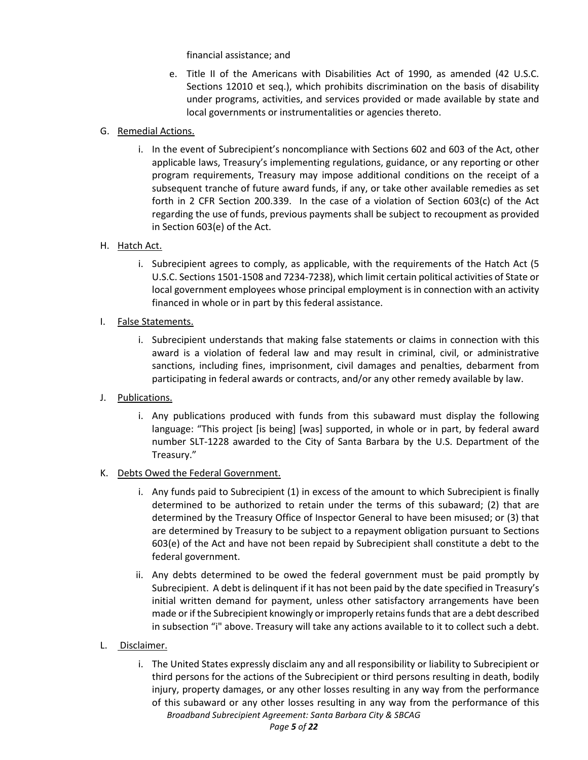financial assistance; and

e. Title II of the Americans with Disabilities Act of 1990, as amended (42 U.S.C. Sections 12010 et seq.), which prohibits discrimination on the basis of disability under programs, activities, and services provided or made available by state and local governments or instrumentalities or agencies thereto.

G. <u>Remedial Actions.</u>

i. In the event of Subrecipient's noncompliance with Sections 602 and 603 of the Act, other applicable laws, Treasury's implementing regulations, guidance, or any reporting or other program requirements, Treasury may impose additional conditions on the receipt of a subsequent tranche of future award funds, if any, or take other available remedies as set forth in 2 CFR Section 200.339. In the case of a violation of Section 603(c) of the Act regarding the use of funds, previous payments shall be subject to recoupment as provided in Section 603(e) of the Act.

H. <u>Hatch Act.</u>

i. Subrecipient agrees to comply, as applicable, with the requirements of the Hatch Act (5 U.S.C. Sections 1501-1508 and 7234-7238), which limit certain political activities of State or local government employees whose principal employment is in connection with an activity financed in whole or in part by this federal assistance.

I. <u>False Statements.</u>

i. Subrecipient understands that making false statements or claims in connection with this award is a violation of federal law and may result in criminal, civil, or administrative sanctions, including fines, imprisonment, civil damages and penalties, debarment from participating in federal awards or contracts, and/or any other remedy available by law.

J. <u>Publications.</u>

i. Any publications produced with funds from this subaward must display the following language: "This project [is being] [was] supported, in whole or in part, by federal award number SLT-1228 awarded to the City of Santa Barbara by the U.S. Department of the Treasury."

K. <u>Debts Owed the Federal Government.</u>

i. Any funds paid to Subrecipient (1) in excess of the amount to which Subrecipient is finally determined to be authorized to retain under the terms of this subaward; (2) that are determined by the Treasury Office of Inspector General to have been misused; or (3) that are determined by Treasury to be subject to a repayment obligation pursuant to Sections 603(e) of the Act and have not been repaid by Subrecipient shall constitute a debt to the federal government.

ii. Any debts determined to be owed the federal government must be paid promptly by Subrecipient. A debt is delinquent if it has not been paid by the date specified in Treasury's initial written demand for payment, unless other satisfactory arrangements have been made or if the Subrecipient knowingly or improperly retains funds that are a debt described in subsection "i" above. Treasury will take any actions available to it to collect such a debt.

L. <u>Disclaimer.</u>

i. The United States expressly disclaim any and all responsibility or liability to Subrecipient or third persons for the actions of the Subrecipient or third persons resulting in death, bodily injury, property damages, or any other losses resulting in any way from the performance of this subaward or any other losses resulting in any way from the performance of this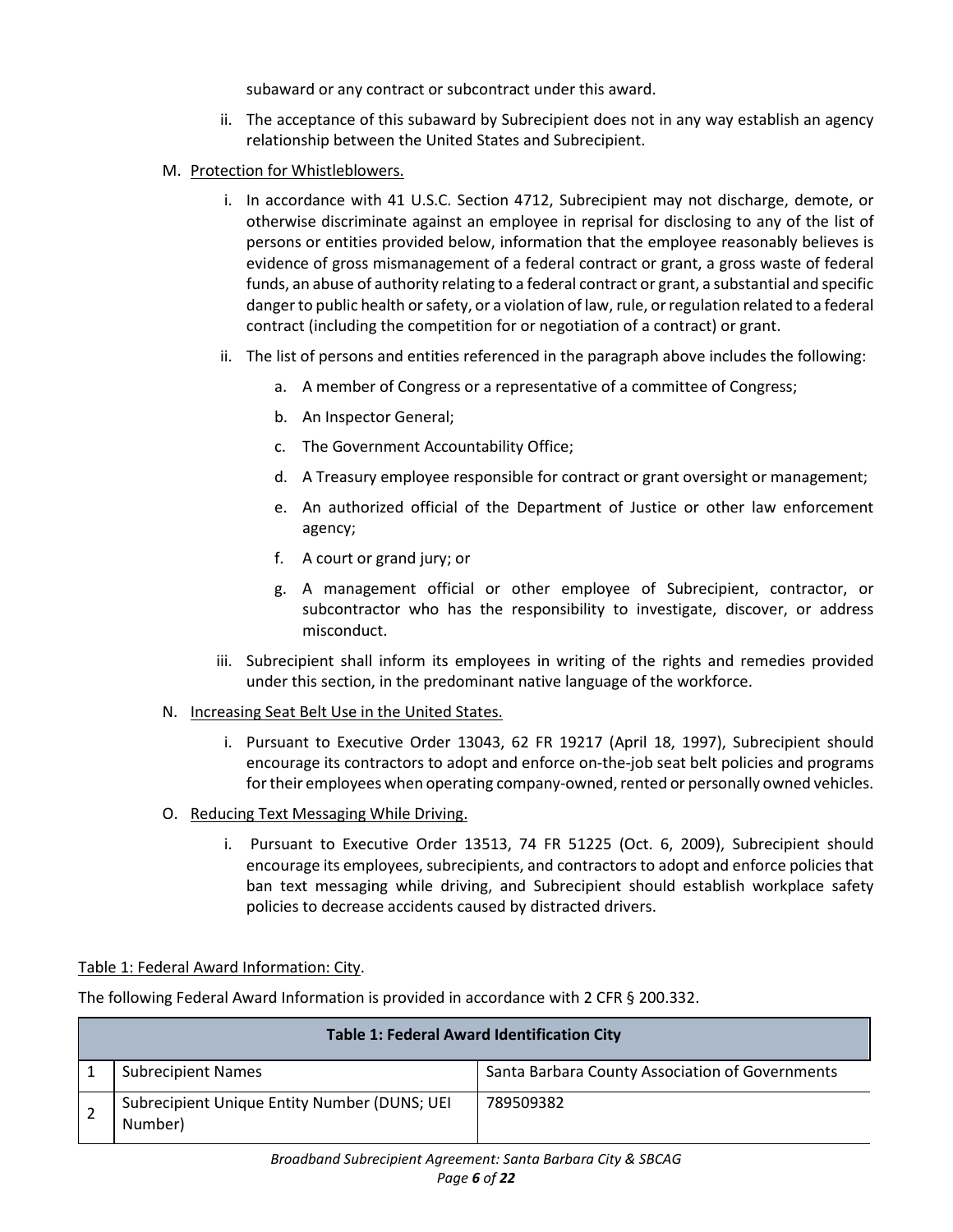subaward or any contract or subcontract under this award.

ii. The acceptance of this subaward by Subrecipient does not in any way establish an agency relationship between the United States and Subrecipient.

M. Protection for Whistleblowers.

i. In accordance with 41 U.S.C. Section 4712, Subrecipient may not discharge, demote, or otherwise discriminate against an employee in reprisal for disclosing to any of the list of persons or entities provided below, information that the employee reasonably believes is evidence of gross mismanagement of a federal contract or grant, a gross waste of federal funds, an abuse of authority relating to a federal contract or grant, a substantial and specific danger to public health or safety, or a violation of law, rule, or regulation related to a federal contract (including the competition for or negotiation of a contract) or grant.

ii. The list of persons and entities referenced in the paragraph above includes the following:

a. A member of Congress or a representative of a committee of Congress;

b. An Inspector General;

c. The Government Accountability Office;

d. A Treasury employee responsible for contract or grant oversight or management;

e. An authorized official of the Department of Justice or other law enforcement agency;

f. A court or grand jury; or

g. A management official or other employee of Subrecipient, contractor, or subcontractor who has the responsibility to investigate, discover, or address misconduct.

iii. Subrecipient shall inform its employees in writing of the rights and remedies provided under this section, in the predominant native language of the workforce.

N. Increasing Seat Belt Use in the United States.

i. Pursuant to Executive Order 13043, 62 FR 19217 (April 18, 1997), Subrecipient should encourage its contractors to adopt and enforce on-the-job seat belt policies and programs for their employees when operating company-owned, rented or personally owned vehicles.

O. Reducing Text Messaging While Driving.

i. Pursuant to Executive Order 13513, 74 FR 51225 (Oct. 6, 2009), Subrecipient should encourage its employees, subrecipients, and contractors to adopt and enforce policies that ban text messaging while driving, and Subrecipient should establish workplace safety policies to decrease accidents caused by distracted drivers.

Table 1: Federal Award Information: City.

The following Federal Award Information is provided in accordance with 2 CFR § 200.332.

| Table 1: Federal Award Identification City | | |
|---|---|---|
| 1 | Subrecipient Names | Santa Barbara County Association of Governments |
| 2 | Subrecipient Unique Entity Number (DUNS; UEI Number) | 789509382 |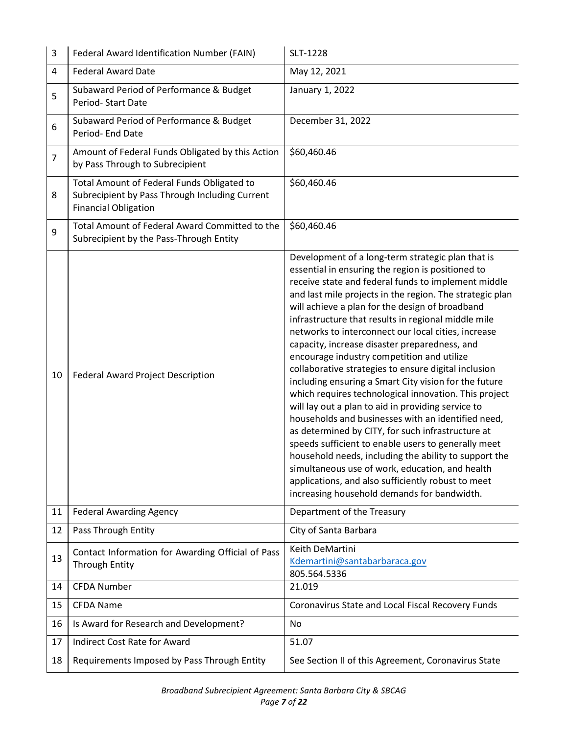| | | |
|---|---|---|
| 3 | Federal Award Identification Number (FAIN) | SLT-1228 |
| 4 | Federal Award Date | May 12, 2021 |
| 5 | Subaward Period of Performance & Budget Period- Start Date | January 1, 2022 |
| 6 | Subaward Period of Performance & Budget Period- End Date | December 31, 2022 |
| 7 | Amount of Federal Funds Obligated by this Action by Pass Through to Subrecipient | $60,460.46 |
| 8 | Total Amount of Federal Funds Obligated to Subrecipient by Pass Through Including Current Financial Obligation | $60,460.46 |
| 9 | Total Amount of Federal Award Committed to the Subrecipient by the Pass-Through Entity | $60,460.46 |
| 10 | Federal Award Project Description | Development of a long-term strategic plan that is essential in ensuring the region is positioned to receive state and federal funds to implement middle and last mile projects in the region. The strategic plan will achieve a plan for the design of broadband infrastructure that results in regional middle mile networks to interconnect our local cities, increase capacity, increase disaster preparedness, and encourage industry competition and utilize collaborative strategies to ensure digital inclusion including ensuring a Smart City vision for the future which requires technological innovation. This project will lay out a plan to aid in providing service to households and businesses with an identified need, as determined by CITY, for such infrastructure at speeds sufficient to enable users to generally meet household needs, including the ability to support the simultaneous use of work, education, and health applications, and also sufficiently robust to meet increasing household demands for bandwidth. |
| 11 | Federal Awarding Agency | Department of the Treasury |
| 12 | Pass Through Entity | City of Santa Barbara |
| 13 | Contact Information for Awarding Official of Pass Through Entity | Keith DeMartini<br>Kdemartini@santabarbaraca.gov<br>805.564.5336 |
| 14 | CFDA Number | 21.019 |
| 15 | CFDA Name | Coronavirus State and Local Fiscal Recovery Funds |
| 16 | Is Award for Research and Development? | No |
| 17 | Indirect Cost Rate for Award | 51.07 |
| 18 | Requirements Imposed by Pass Through Entity | See Section II of this Agreement, Coronavirus State |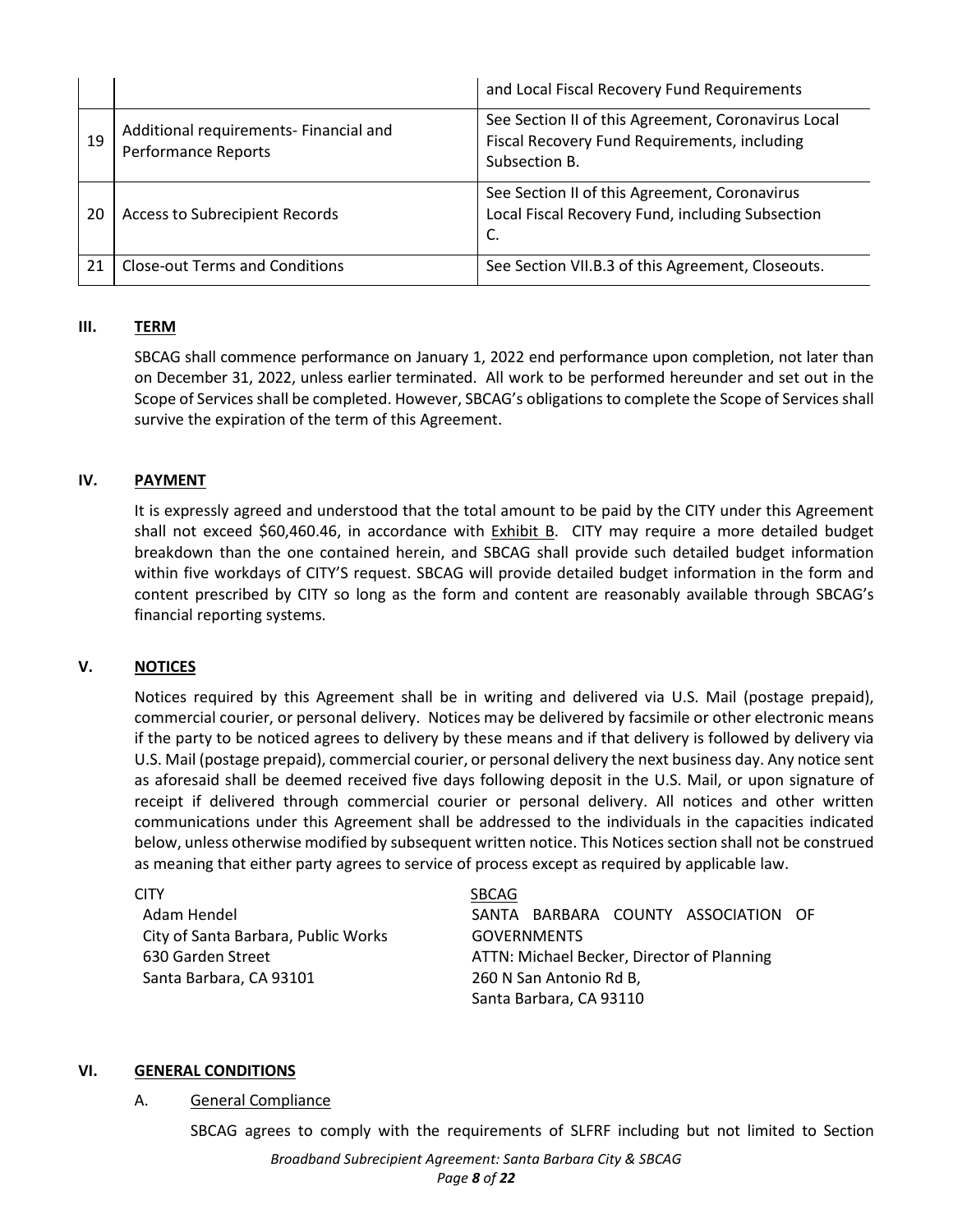| | | |
|---|---|---|
| | | and Local Fiscal Recovery Fund Requirements |
| 19 | Additional requirements- Financial and Performance Reports | See Section II of this Agreement, Coronavirus Local Fiscal Recovery Fund Requirements, including Subsection B. |
| 20 | Access to Subrecipient Records | See Section II of this Agreement, Coronavirus Local Fiscal Recovery Fund, including Subsection C. |
| 21 | Close-out Terms and Conditions | See Section VII.B.3 of this Agreement, Closeouts. |

## III. TERM

SBCAG shall commence performance on January 1, 2022 end performance upon completion, not later than on December 31, 2022, unless earlier terminated. All work to be performed hereunder and set out in the Scope of Services shall be completed. However, SBCAG's obligations to complete the Scope of Services shall survive the expiration of the term of this Agreement.

## IV. PAYMENT

It is expressly agreed and understood that the total amount to be paid by the CITY under this Agreement shall not exceed $60,460.46, in accordance with Exhibit B. CITY may require a more detailed budget breakdown than the one contained herein, and SBCAG shall provide such detailed budget information within five workdays of CITY'S request. SBCAG will provide detailed budget information in the form and content prescribed by CITY so long as the form and content are reasonably available through SBCAG's financial reporting systems.

## V. NOTICES

Notices required by this Agreement shall be in writing and delivered via U.S. Mail (postage prepaid), commercial courier, or personal delivery. Notices may be delivered by facsimile or other electronic means if the party to be noticed agrees to delivery by these means and if that delivery is followed by delivery via U.S. Mail (postage prepaid), commercial courier, or personal delivery the next business day. Any notice sent as aforesaid shall be deemed received five days following deposit in the U.S. Mail, or upon signature of receipt if delivered through commercial courier or personal delivery. All notices and other written communications under this Agreement shall be addressed to the individuals in the capacities indicated below, unless otherwise modified by subsequent written notice. This Notices section shall not be construed as meaning that either party agrees to service of process except as required by applicable law.

CITY
Adam Hendel
City of Santa Barbara, Public Works
630 Garden Street
Santa Barbara, CA 93101

SBCAG
SANTA BARBARA COUNTY ASSOCIATION OF GOVERNMENTS
ATTN: Michael Becker, Director of Planning
260 N San Antonio Rd B,
Santa Barbara, CA 93110

## VI. GENERAL CONDITIONS

### A. General Compliance

SBCAG agrees to comply with the requirements of SLFRF including but not limited to Section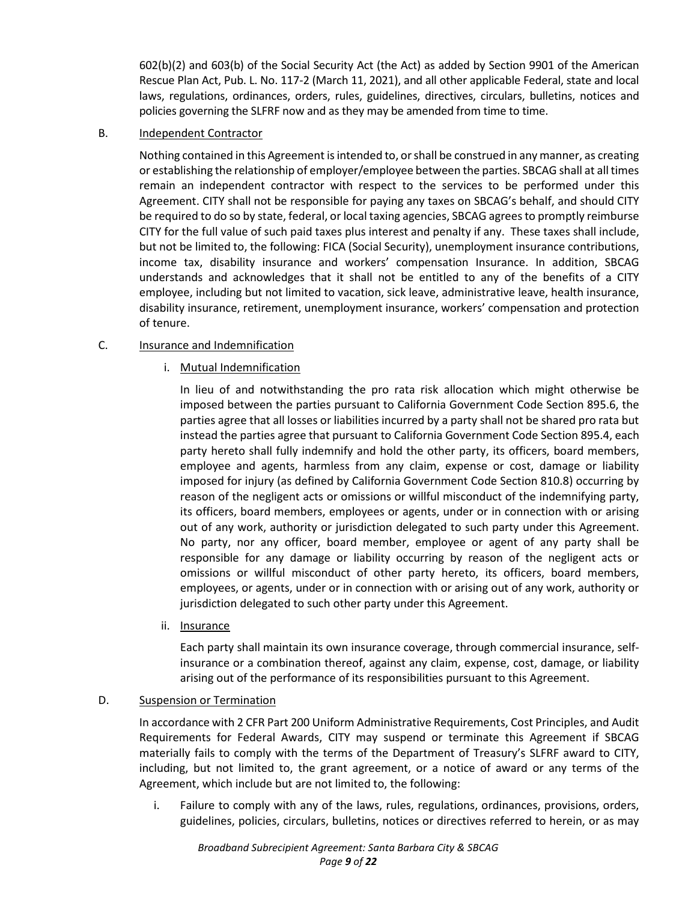602(b)(2) and 603(b) of the Social Security Act (the Act) as added by Section 9901 of the American Rescue Plan Act, Pub. L. No. 117-2 (March 11, 2021), and all other applicable Federal, state and local laws, regulations, ordinances, orders, rules, guidelines, directives, circulars, bulletins, notices and policies governing the SLFRF now and as they may be amended from time to time.

B. Independent Contractor

Nothing contained in this Agreement is intended to, or shall be construed in any manner, as creating or establishing the relationship of employer/employee between the parties. SBCAG shall at all times remain an independent contractor with respect to the services to be performed under this Agreement. CITY shall not be responsible for paying any taxes on SBCAG's behalf, and should CITY be required to do so by state, federal, or local taxing agencies, SBCAG agrees to promptly reimburse CITY for the full value of such paid taxes plus interest and penalty if any. These taxes shall include, but not be limited to, the following: FICA (Social Security), unemployment insurance contributions, income tax, disability insurance and workers' compensation Insurance. In addition, SBCAG understands and acknowledges that it shall not be entitled to any of the benefits of a CITY employee, including but not limited to vacation, sick leave, administrative leave, health insurance, disability insurance, retirement, unemployment insurance, workers' compensation and protection of tenure.

C. Insurance and Indemnification

i. Mutual Indemnification

In lieu of and notwithstanding the pro rata risk allocation which might otherwise be imposed between the parties pursuant to California Government Code Section 895.6, the parties agree that all losses or liabilities incurred by a party shall not be shared pro rata but instead the parties agree that pursuant to California Government Code Section 895.4, each party hereto shall fully indemnify and hold the other party, its officers, board members, employee and agents, harmless from any claim, expense or cost, damage or liability imposed for injury (as defined by California Government Code Section 810.8) occurring by reason of the negligent acts or omissions or willful misconduct of the indemnifying party, its officers, board members, employees or agents, under or in connection with or arising out of any work, authority or jurisdiction delegated to such party under this Agreement. No party, nor any officer, board member, employee or agent of any party shall be responsible for any damage or liability occurring by reason of the negligent acts or omissions or willful misconduct of other party hereto, its officers, board members, employees, or agents, under or in connection with or arising out of any work, authority or jurisdiction delegated to such other party under this Agreement.

ii. Insurance

Each party shall maintain its own insurance coverage, through commercial insurance, self-insurance or a combination thereof, against any claim, expense, cost, damage, or liability arising out of the performance of its responsibilities pursuant to this Agreement.

D. Suspension or Termination

In accordance with 2 CFR Part 200 Uniform Administrative Requirements, Cost Principles, and Audit Requirements for Federal Awards, CITY may suspend or terminate this Agreement if SBCAG materially fails to comply with the terms of the Department of Treasury's SLFRF award to CITY, including, but not limited to, the grant agreement, or a notice of award or any terms of the Agreement, which include but are not limited to, the following:

i. Failure to comply with any of the laws, rules, regulations, ordinances, provisions, orders, guidelines, policies, circulars, bulletins, notices or directives referred to herein, or as may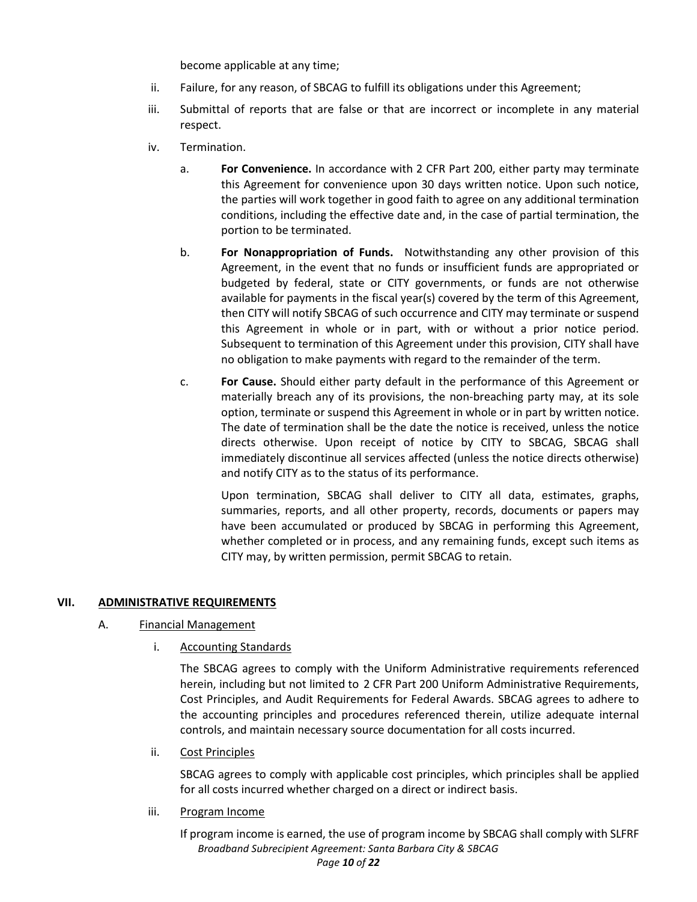become applicable at any time;

ii. Failure, for any reason, of SBCAG to fulfill its obligations under this Agreement;

iii. Submittal of reports that are false or that are incorrect or incomplete in any material respect.

iv. Termination.

a. **For Convenience.** In accordance with 2 CFR Part 200, either party may terminate this Agreement for convenience upon 30 days written notice. Upon such notice, the parties will work together in good faith to agree on any additional termination conditions, including the effective date and, in the case of partial termination, the portion to be terminated.

b. **For Nonappropriation of Funds.** Notwithstanding any other provision of this Agreement, in the event that no funds or insufficient funds are appropriated or budgeted by federal, state or CITY governments, or funds are not otherwise available for payments in the fiscal year(s) covered by the term of this Agreement, then CITY will notify SBCAG of such occurrence and CITY may terminate or suspend this Agreement in whole or in part, with or without a prior notice period. Subsequent to termination of this Agreement under this provision, CITY shall have no obligation to make payments with regard to the remainder of the term.

c. **For Cause.** Should either party default in the performance of this Agreement or materially breach any of its provisions, the non-breaching party may, at its sole option, terminate or suspend this Agreement in whole or in part by written notice. The date of termination shall be the date the notice is received, unless the notice directs otherwise. Upon receipt of notice by CITY to SBCAG, SBCAG shall immediately discontinue all services affected (unless the notice directs otherwise) and notify CITY as to the status of its performance.

Upon termination, SBCAG shall deliver to CITY all data, estimates, graphs, summaries, reports, and all other property, records, documents or papers may have been accumulated or produced by SBCAG in performing this Agreement, whether completed or in process, and any remaining funds, except such items as CITY may, by written permission, permit SBCAG to retain.

## VII. ADMINISTRATIVE REQUIREMENTS

### A. Financial Management

#### i. Accounting Standards

The SBCAG agrees to comply with the Uniform Administrative requirements referenced herein, including but not limited to 2 CFR Part 200 Uniform Administrative Requirements, Cost Principles, and Audit Requirements for Federal Awards. SBCAG agrees to adhere to the accounting principles and procedures referenced therein, utilize adequate internal controls, and maintain necessary source documentation for all costs incurred.

#### ii. Cost Principles

SBCAG agrees to comply with applicable cost principles, which principles shall be applied for all costs incurred whether charged on a direct or indirect basis.

#### iii. Program Income

If program income is earned, the use of program income by SBCAG shall comply with SLFRF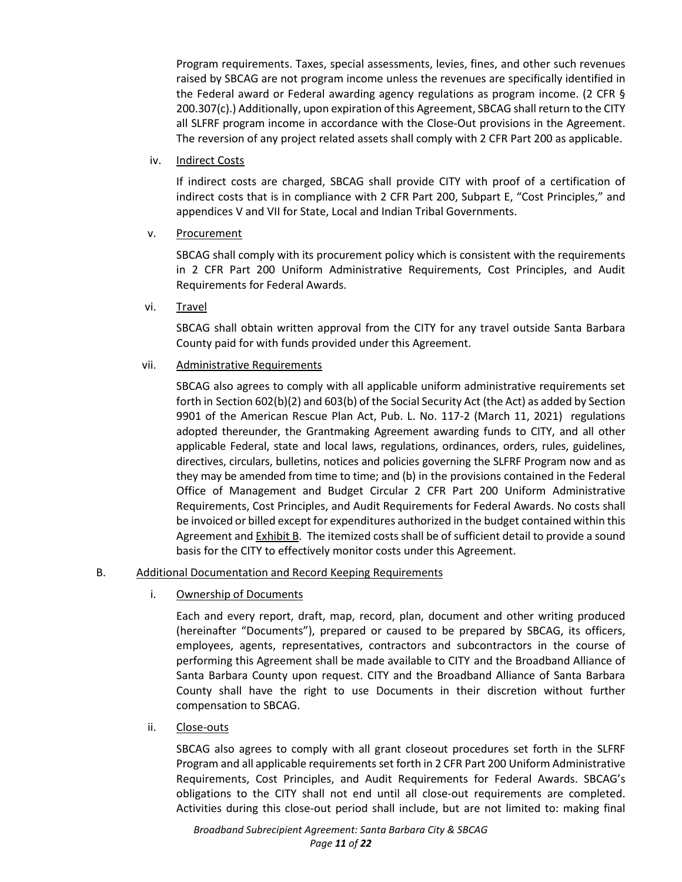Program requirements. Taxes, special assessments, levies, fines, and other such revenues raised by SBCAG are not program income unless the revenues are specifically identified in the Federal award or Federal awarding agency regulations as program income. (2 CFR § 200.307(c).) Additionally, upon expiration of this Agreement, SBCAG shall return to the CITY all SLFRF program income in accordance with the Close-Out provisions in the Agreement. The reversion of any project related assets shall comply with 2 CFR Part 200 as applicable.

iv. Indirect Costs

If indirect costs are charged, SBCAG shall provide CITY with proof of a certification of indirect costs that is in compliance with 2 CFR Part 200, Subpart E, "Cost Principles," and appendices V and VII for State, Local and Indian Tribal Governments.

v. Procurement

SBCAG shall comply with its procurement policy which is consistent with the requirements in 2 CFR Part 200 Uniform Administrative Requirements, Cost Principles, and Audit Requirements for Federal Awards.

vi. Travel

SBCAG shall obtain written approval from the CITY for any travel outside Santa Barbara County paid for with funds provided under this Agreement.

vii. Administrative Requirements

SBCAG also agrees to comply with all applicable uniform administrative requirements set forth in Section 602(b)(2) and 603(b) of the Social Security Act (the Act) as added by Section 9901 of the American Rescue Plan Act, Pub. L. No. 117-2 (March 11, 2021) regulations adopted thereunder, the Grantmaking Agreement awarding funds to CITY, and all other applicable Federal, state and local laws, regulations, ordinances, orders, rules, guidelines, directives, circulars, bulletins, notices and policies governing the SLFRF Program now and as they may be amended from time to time; and (b) in the provisions contained in the Federal Office of Management and Budget Circular 2 CFR Part 200 Uniform Administrative Requirements, Cost Principles, and Audit Requirements for Federal Awards. No costs shall be invoiced or billed except for expenditures authorized in the budget contained within this Agreement and Exhibit B. The itemized costs shall be of sufficient detail to provide a sound basis for the CITY to effectively monitor costs under this Agreement.

B. Additional Documentation and Record Keeping Requirements

i. Ownership of Documents

Each and every report, draft, map, record, plan, document and other writing produced (hereinafter "Documents"), prepared or caused to be prepared by SBCAG, its officers, employees, agents, representatives, contractors and subcontractors in the course of performing this Agreement shall be made available to CITY and the Broadband Alliance of Santa Barbara County upon request. CITY and the Broadband Alliance of Santa Barbara County shall have the right to use Documents in their discretion without further compensation to SBCAG.

ii. Close-outs

SBCAG also agrees to comply with all grant closeout procedures set forth in the SLFRF Program and all applicable requirements set forth in 2 CFR Part 200 Uniform Administrative Requirements, Cost Principles, and Audit Requirements for Federal Awards. SBCAG's obligations to the CITY shall not end until all close-out requirements are completed. Activities during this close-out period shall include, but are not limited to: making final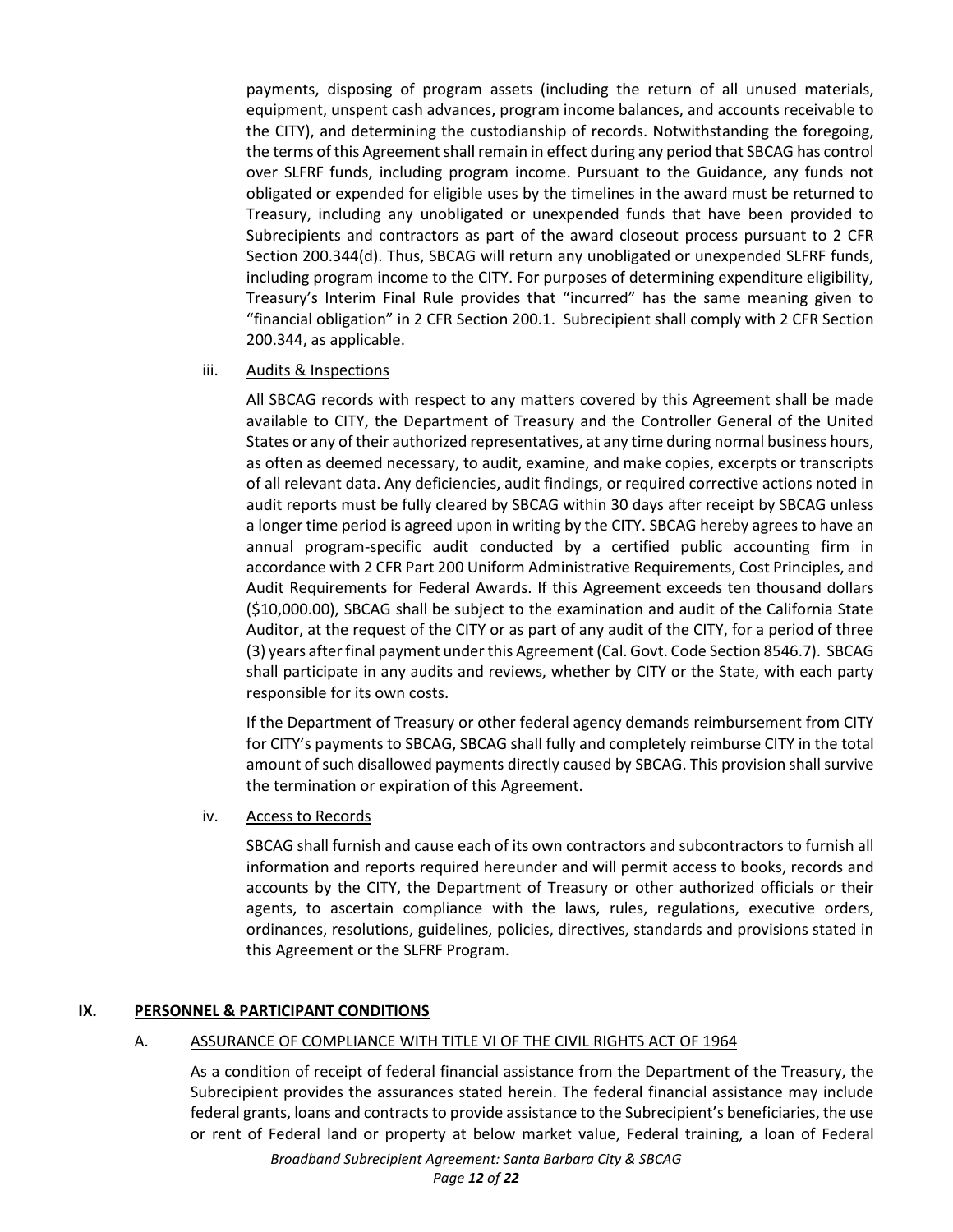payments, disposing of program assets (including the return of all unused materials, equipment, unspent cash advances, program income balances, and accounts receivable to the CITY), and determining the custodianship of records. Notwithstanding the foregoing, the terms of this Agreement shall remain in effect during any period that SBCAG has control over SLFRF funds, including program income. Pursuant to the Guidance, any funds not obligated or expended for eligible uses by the timelines in the award must be returned to Treasury, including any unobligated or unexpended funds that have been provided to Subrecipients and contractors as part of the award closeout process pursuant to 2 CFR Section 200.344(d). Thus, SBCAG will return any unobligated or unexpended SLFRF funds, including program income to the CITY. For purposes of determining expenditure eligibility, Treasury's Interim Final Rule provides that "incurred" has the same meaning given to "financial obligation" in 2 CFR Section 200.1. Subrecipient shall comply with 2 CFR Section 200.344, as applicable.

iii. <u>Audits & Inspections</u>

All SBCAG records with respect to any matters covered by this Agreement shall be made available to CITY, the Department of Treasury and the Controller General of the United States or any of their authorized representatives, at any time during normal business hours, as often as deemed necessary, to audit, examine, and make copies, excerpts or transcripts of all relevant data. Any deficiencies, audit findings, or required corrective actions noted in audit reports must be fully cleared by SBCAG within 30 days after receipt by SBCAG unless a longer time period is agreed upon in writing by the CITY. SBCAG hereby agrees to have an annual program-specific audit conducted by a certified public accounting firm in accordance with 2 CFR Part 200 Uniform Administrative Requirements, Cost Principles, and Audit Requirements for Federal Awards. If this Agreement exceeds ten thousand dollars ($10,000.00), SBCAG shall be subject to the examination and audit of the California State Auditor, at the request of the CITY or as part of any audit of the CITY, for a period of three (3) years after final payment under this Agreement (Cal. Govt. Code Section 8546.7). SBCAG shall participate in any audits and reviews, whether by CITY or the State, with each party responsible for its own costs.

If the Department of Treasury or other federal agency demands reimbursement from CITY for CITY's payments to SBCAG, SBCAG shall fully and completely reimburse CITY in the total amount of such disallowed payments directly caused by SBCAG. This provision shall survive the termination or expiration of this Agreement.

iv. <u>Access to Records</u>

SBCAG shall furnish and cause each of its own contractors and subcontractors to furnish all information and reports required hereunder and will permit access to books, records and accounts by the CITY, the Department of Treasury or other authorized officials or their agents, to ascertain compliance with the laws, rules, regulations, executive orders, ordinances, resolutions, guidelines, policies, directives, standards and provisions stated in this Agreement or the SLFRF Program.

## IX. <u>PERSONNEL & PARTICIPANT CONDITIONS</u>

### A. <u>ASSURANCE OF COMPLIANCE WITH TITLE VI OF THE CIVIL RIGHTS ACT OF 1964</u>

As a condition of receipt of federal financial assistance from the Department of the Treasury, the Subrecipient provides the assurances stated herein. The federal financial assistance may include federal grants, loans and contracts to provide assistance to the Subrecipient's beneficiaries, the use or rent of Federal land or property at below market value, Federal training, a loan of Federal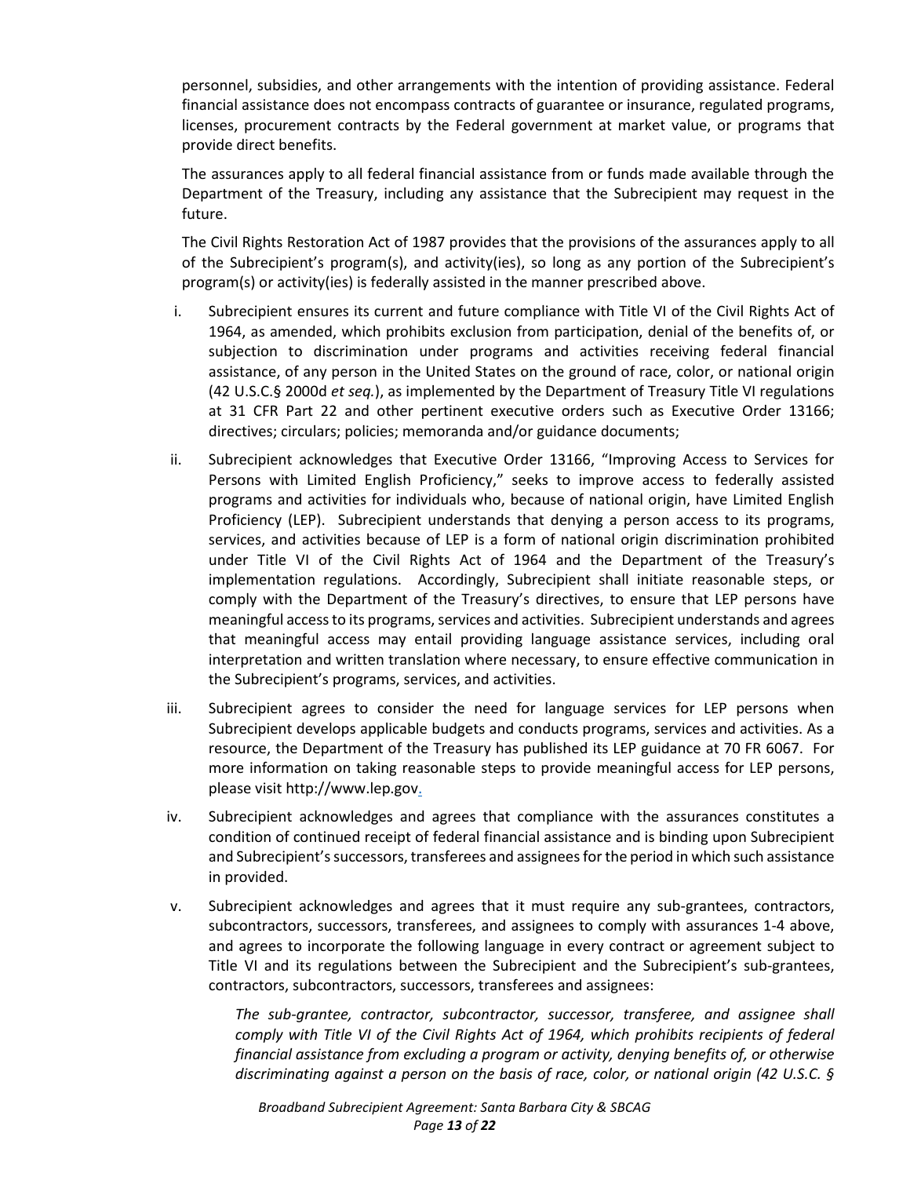personnel, subsidies, and other arrangements with the intention of providing assistance. Federal financial assistance does not encompass contracts of guarantee or insurance, regulated programs, licenses, procurement contracts by the Federal government at market value, or programs that provide direct benefits.

The assurances apply to all federal financial assistance from or funds made available through the Department of the Treasury, including any assistance that the Subrecipient may request in the future.

The Civil Rights Restoration Act of 1987 provides that the provisions of the assurances apply to all of the Subrecipient's program(s), and activity(ies), so long as any portion of the Subrecipient's program(s) or activity(ies) is federally assisted in the manner prescribed above.

i. Subrecipient ensures its current and future compliance with Title VI of the Civil Rights Act of 1964, as amended, which prohibits exclusion from participation, denial of the benefits of, or subjection to discrimination under programs and activities receiving federal financial assistance, of any person in the United States on the ground of race, color, or national origin (42 U.S.C.§ 2000d *et seq.*), as implemented by the Department of Treasury Title VI regulations at 31 CFR Part 22 and other pertinent executive orders such as Executive Order 13166; directives; circulars; policies; memoranda and/or guidance documents;

ii. Subrecipient acknowledges that Executive Order 13166, "Improving Access to Services for Persons with Limited English Proficiency," seeks to improve access to federally assisted programs and activities for individuals who, because of national origin, have Limited English Proficiency (LEP). Subrecipient understands that denying a person access to its programs, services, and activities because of LEP is a form of national origin discrimination prohibited under Title VI of the Civil Rights Act of 1964 and the Department of the Treasury's implementation regulations. Accordingly, Subrecipient shall initiate reasonable steps, or comply with the Department of the Treasury's directives, to ensure that LEP persons have meaningful access to its programs, services and activities. Subrecipient understands and agrees that meaningful access may entail providing language assistance services, including oral interpretation and written translation where necessary, to ensure effective communication in the Subrecipient's programs, services, and activities.

iii. Subrecipient agrees to consider the need for language services for LEP persons when Subrecipient develops applicable budgets and conducts programs, services and activities. As a resource, the Department of the Treasury has published its LEP guidance at 70 FR 6067. For more information on taking reasonable steps to provide meaningful access for LEP persons, please visit http://www.lep.gov.

iv. Subrecipient acknowledges and agrees that compliance with the assurances constitutes a condition of continued receipt of federal financial assistance and is binding upon Subrecipient and Subrecipient's successors, transferees and assignees for the period in which such assistance in provided.

v. Subrecipient acknowledges and agrees that it must require any sub-grantees, contractors, subcontractors, successors, transferees, and assignees to comply with assurances 1-4 above, and agrees to incorporate the following language in every contract or agreement subject to Title VI and its regulations between the Subrecipient and the Subrecipient's sub-grantees, contractors, subcontractors, successors, transferees and assignees:

*The sub-grantee, contractor, subcontractor, successor, transferee, and assignee shall comply with Title VI of the Civil Rights Act of 1964, which prohibits recipients of federal financial assistance from excluding a program or activity, denying benefits of, or otherwise discriminating against a person on the basis of race, color, or national origin (42 U.S.C. §*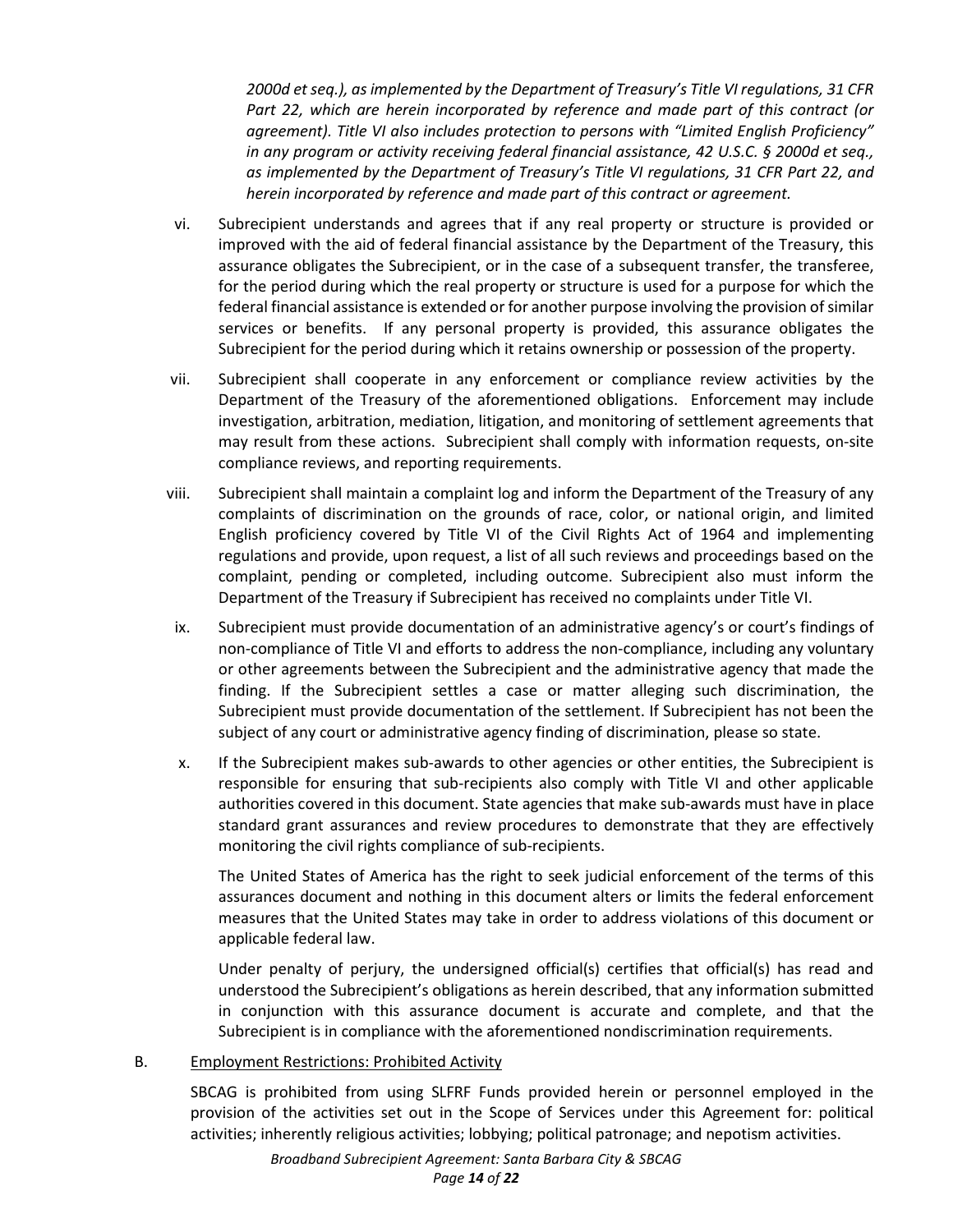*2000d et seq.), as implemented by the Department of Treasury's Title VI regulations, 31 CFR Part 22, which are herein incorporated by reference and made part of this contract (or agreement). Title VI also includes protection to persons with "Limited English Proficiency" in any program or activity receiving federal financial assistance, 42 U.S.C. § 2000d et seq., as implemented by the Department of Treasury's Title VI regulations, 31 CFR Part 22, and herein incorporated by reference and made part of this contract or agreement.*

vi. Subrecipient understands and agrees that if any real property or structure is provided or improved with the aid of federal financial assistance by the Department of the Treasury, this assurance obligates the Subrecipient, or in the case of a subsequent transfer, the transferee, for the period during which the real property or structure is used for a purpose for which the federal financial assistance is extended or for another purpose involving the provision of similar services or benefits. If any personal property is provided, this assurance obligates the Subrecipient for the period during which it retains ownership or possession of the property.

vii. Subrecipient shall cooperate in any enforcement or compliance review activities by the Department of the Treasury of the aforementioned obligations. Enforcement may include investigation, arbitration, mediation, litigation, and monitoring of settlement agreements that may result from these actions. Subrecipient shall comply with information requests, on-site compliance reviews, and reporting requirements.

viii. Subrecipient shall maintain a complaint log and inform the Department of the Treasury of any complaints of discrimination on the grounds of race, color, or national origin, and limited English proficiency covered by Title VI of the Civil Rights Act of 1964 and implementing regulations and provide, upon request, a list of all such reviews and proceedings based on the complaint, pending or completed, including outcome. Subrecipient also must inform the Department of the Treasury if Subrecipient has received no complaints under Title VI.

ix. Subrecipient must provide documentation of an administrative agency's or court's findings of non-compliance of Title VI and efforts to address the non-compliance, including any voluntary or other agreements between the Subrecipient and the administrative agency that made the finding. If the Subrecipient settles a case or matter alleging such discrimination, the Subrecipient must provide documentation of the settlement. If Subrecipient has not been the subject of any court or administrative agency finding of discrimination, please so state.

x. If the Subrecipient makes sub-awards to other agencies or other entities, the Subrecipient is responsible for ensuring that sub-recipients also comply with Title VI and other applicable authorities covered in this document. State agencies that make sub-awards must have in place standard grant assurances and review procedures to demonstrate that they are effectively monitoring the civil rights compliance of sub-recipients.

The United States of America has the right to seek judicial enforcement of the terms of this assurances document and nothing in this document alters or limits the federal enforcement measures that the United States may take in order to address violations of this document or applicable federal law.

Under penalty of perjury, the undersigned official(s) certifies that official(s) has read and understood the Subrecipient's obligations as herein described, that any information submitted in conjunction with this assurance document is accurate and complete, and that the Subrecipient is in compliance with the aforementioned nondiscrimination requirements.

B. Employment Restrictions: Prohibited Activity

SBCAG is prohibited from using SLFRF Funds provided herein or personnel employed in the provision of the activities set out in the Scope of Services under this Agreement for: political activities; inherently religious activities; lobbying; political patronage; and nepotism activities.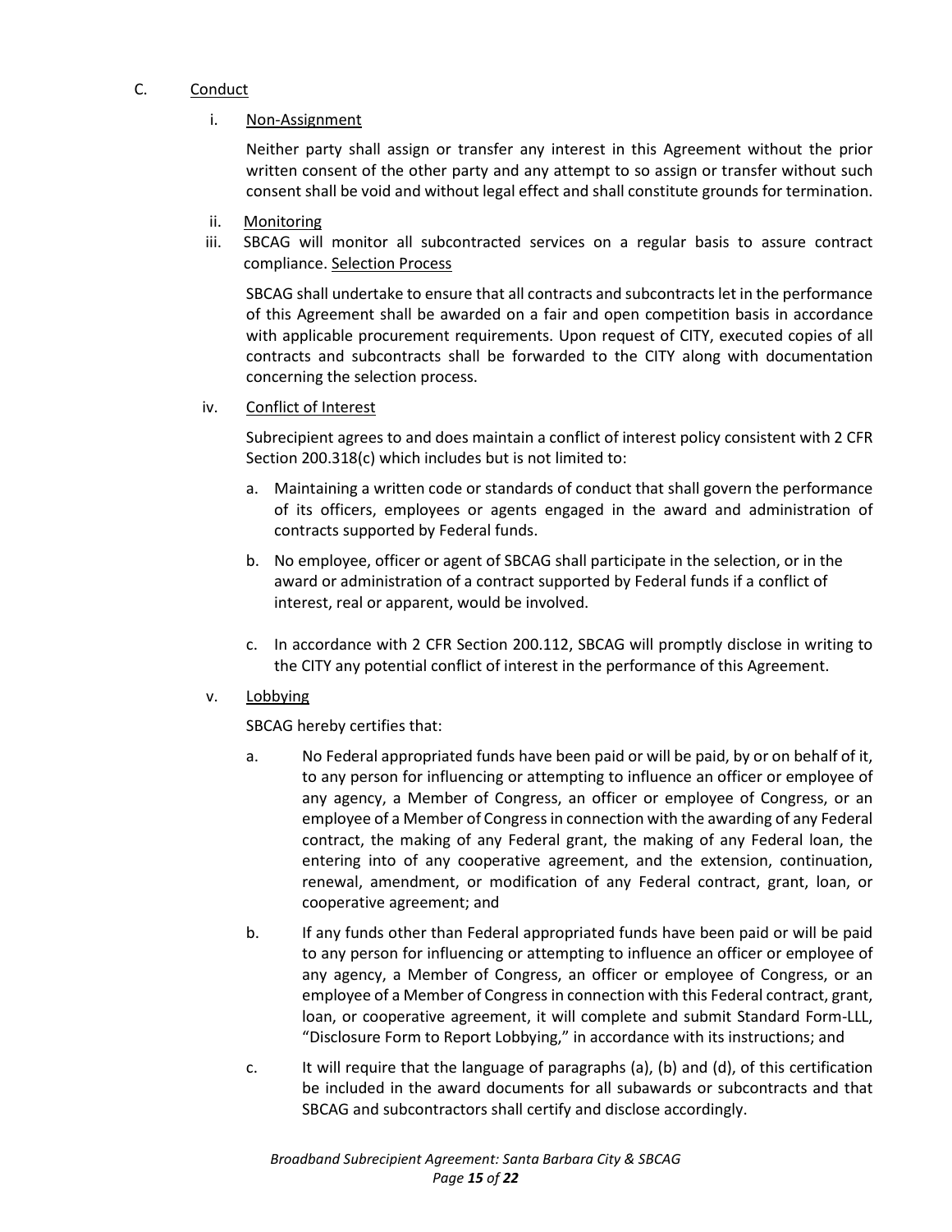C. Conduct

i. Non-Assignment

Neither party shall assign or transfer any interest in this Agreement without the prior written consent of the other party and any attempt to so assign or transfer without such consent shall be void and without legal effect and shall constitute grounds for termination.

ii. Monitoring

iii. SBCAG will monitor all subcontracted services on a regular basis to assure contract compliance. Selection Process

SBCAG shall undertake to ensure that all contracts and subcontracts let in the performance of this Agreement shall be awarded on a fair and open competition basis in accordance with applicable procurement requirements. Upon request of CITY, executed copies of all contracts and subcontracts shall be forwarded to the CITY along with documentation concerning the selection process.

iv. Conflict of Interest

Subrecipient agrees to and does maintain a conflict of interest policy consistent with 2 CFR Section 200.318(c) which includes but is not limited to:

a. Maintaining a written code or standards of conduct that shall govern the performance of its officers, employees or agents engaged in the award and administration of contracts supported by Federal funds.

b. No employee, officer or agent of SBCAG shall participate in the selection, or in the award or administration of a contract supported by Federal funds if a conflict of interest, real or apparent, would be involved.

c. In accordance with 2 CFR Section 200.112, SBCAG will promptly disclose in writing to the CITY any potential conflict of interest in the performance of this Agreement.

v. Lobbying

SBCAG hereby certifies that:

a. No Federal appropriated funds have been paid or will be paid, by or on behalf of it, to any person for influencing or attempting to influence an officer or employee of any agency, a Member of Congress, an officer or employee of Congress, or an employee of a Member of Congress in connection with the awarding of any Federal contract, the making of any Federal grant, the making of any Federal loan, the entering into of any cooperative agreement, and the extension, continuation, renewal, amendment, or modification of any Federal contract, grant, loan, or cooperative agreement; and

b. If any funds other than Federal appropriated funds have been paid or will be paid to any person for influencing or attempting to influence an officer or employee of any agency, a Member of Congress, an officer or employee of Congress, or an employee of a Member of Congress in connection with this Federal contract, grant, loan, or cooperative agreement, it will complete and submit Standard Form-LLL, "Disclosure Form to Report Lobbying," in accordance with its instructions; and

c. It will require that the language of paragraphs (a), (b) and (d), of this certification be included in the award documents for all subawards or subcontracts and that SBCAG and subcontractors shall certify and disclose accordingly.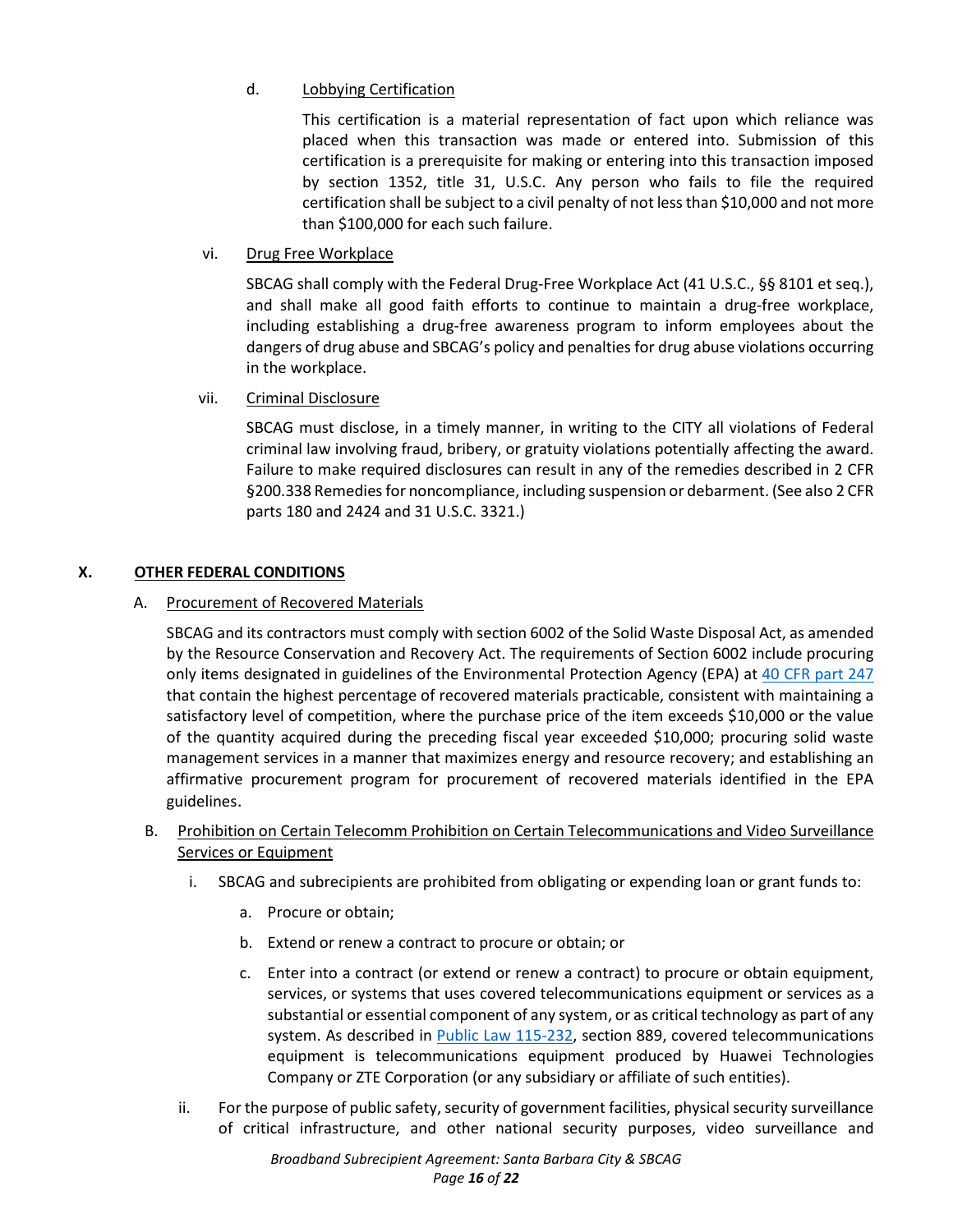d. Lobbying Certification

This certification is a material representation of fact upon which reliance was placed when this transaction was made or entered into. Submission of this certification is a prerequisite for making or entering into this transaction imposed by section 1352, title 31, U.S.C. Any person who fails to file the required certification shall be subject to a civil penalty of not less than $10,000 and not more than $100,000 for each such failure.

vi. Drug Free Workplace

SBCAG shall comply with the Federal Drug-Free Workplace Act (41 U.S.C., §§ 8101 et seq.), and shall make all good faith efforts to continue to maintain a drug-free workplace, including establishing a drug-free awareness program to inform employees about the dangers of drug abuse and SBCAG's policy and penalties for drug abuse violations occurring in the workplace.

vii. Criminal Disclosure

SBCAG must disclose, in a timely manner, in writing to the CITY all violations of Federal criminal law involving fraud, bribery, or gratuity violations potentially affecting the award. Failure to make required disclosures can result in any of the remedies described in 2 CFR §200.338 Remedies for noncompliance, including suspension or debarment. (See also 2 CFR parts 180 and 2424 and 31 U.S.C. 3321.)

## X. OTHER FEDERAL CONDITIONS

A. Procurement of Recovered Materials

SBCAG and its contractors must comply with section 6002 of the Solid Waste Disposal Act, as amended by the Resource Conservation and Recovery Act. The requirements of Section 6002 include procuring only items designated in guidelines of the Environmental Protection Agency (EPA) at 40 CFR part 247 that contain the highest percentage of recovered materials practicable, consistent with maintaining a satisfactory level of competition, where the purchase price of the item exceeds $10,000 or the value of the quantity acquired during the preceding fiscal year exceeded $10,000; procuring solid waste management services in a manner that maximizes energy and resource recovery; and establishing an affirmative procurement program for procurement of recovered materials identified in the EPA guidelines.

B. Prohibition on Certain Telecomm Prohibition on Certain Telecommunications and Video Surveillance Services or Equipment

i. SBCAG and subrecipients are prohibited from obligating or expending loan or grant funds to:

a. Procure or obtain;

b. Extend or renew a contract to procure or obtain; or

c. Enter into a contract (or extend or renew a contract) to procure or obtain equipment, services, or systems that uses covered telecommunications equipment or services as a substantial or essential component of any system, or as critical technology as part of any system. As described in Public Law 115-232, section 889, covered telecommunications equipment is telecommunications equipment produced by Huawei Technologies Company or ZTE Corporation (or any subsidiary or affiliate of such entities).

ii. For the purpose of public safety, security of government facilities, physical security surveillance of critical infrastructure, and other national security purposes, video surveillance and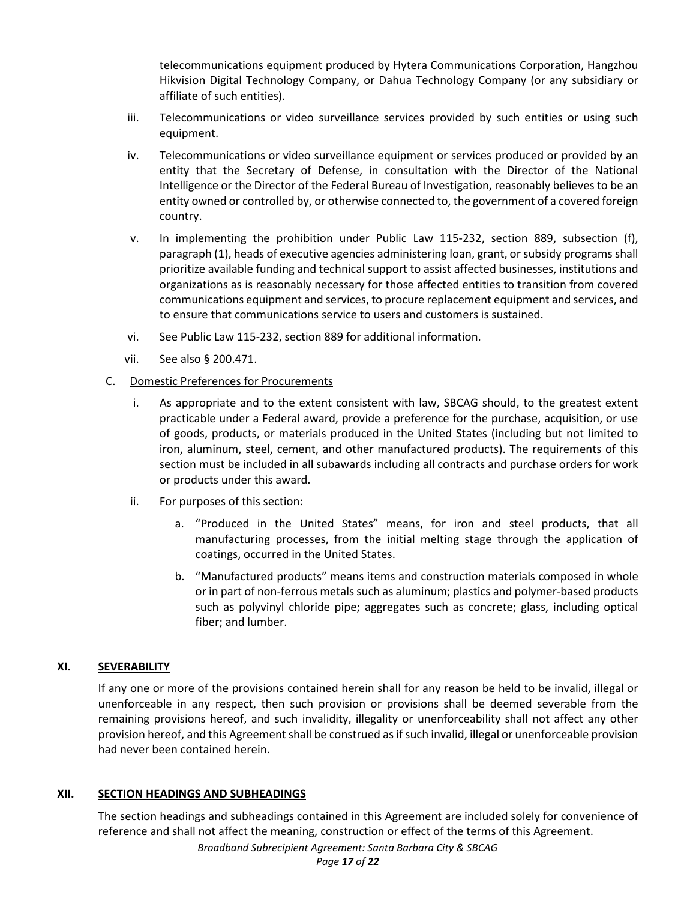telecommunications equipment produced by Hytera Communications Corporation, Hangzhou Hikvision Digital Technology Company, or Dahua Technology Company (or any subsidiary or affiliate of such entities).

iii. Telecommunications or video surveillance services provided by such entities or using such equipment.

iv. Telecommunications or video surveillance equipment or services produced or provided by an entity that the Secretary of Defense, in consultation with the Director of the National Intelligence or the Director of the Federal Bureau of Investigation, reasonably believes to be an entity owned or controlled by, or otherwise connected to, the government of a covered foreign country.

v. In implementing the prohibition under Public Law 115-232, section 889, subsection (f), paragraph (1), heads of executive agencies administering loan, grant, or subsidy programs shall prioritize available funding and technical support to assist affected businesses, institutions and organizations as is reasonably necessary for those affected entities to transition from covered communications equipment and services, to procure replacement equipment and services, and to ensure that communications service to users and customers is sustained.

vi. See Public Law 115-232, section 889 for additional information.

vii. See also § 200.471.

C. Domestic Preferences for Procurements

i. As appropriate and to the extent consistent with law, SBCAG should, to the greatest extent practicable under a Federal award, provide a preference for the purchase, acquisition, or use of goods, products, or materials produced in the United States (including but not limited to iron, aluminum, steel, cement, and other manufactured products). The requirements of this section must be included in all subawards including all contracts and purchase orders for work or products under this award.

ii. For purposes of this section:

a. "Produced in the United States" means, for iron and steel products, that all manufacturing processes, from the initial melting stage through the application of coatings, occurred in the United States.

b. "Manufactured products" means items and construction materials composed in whole or in part of non-ferrous metals such as aluminum; plastics and polymer-based products such as polyvinyl chloride pipe; aggregates such as concrete; glass, including optical fiber; and lumber.

## XI. SEVERABILITY

If any one or more of the provisions contained herein shall for any reason be held to be invalid, illegal or unenforceable in any respect, then such provision or provisions shall be deemed severable from the remaining provisions hereof, and such invalidity, illegality or unenforceability shall not affect any other provision hereof, and this Agreement shall be construed as if such invalid, illegal or unenforceable provision had never been contained herein.

## XII. SECTION HEADINGS AND SUBHEADINGS

The section headings and subheadings contained in this Agreement are included solely for convenience of reference and shall not affect the meaning, construction or effect of the terms of this Agreement.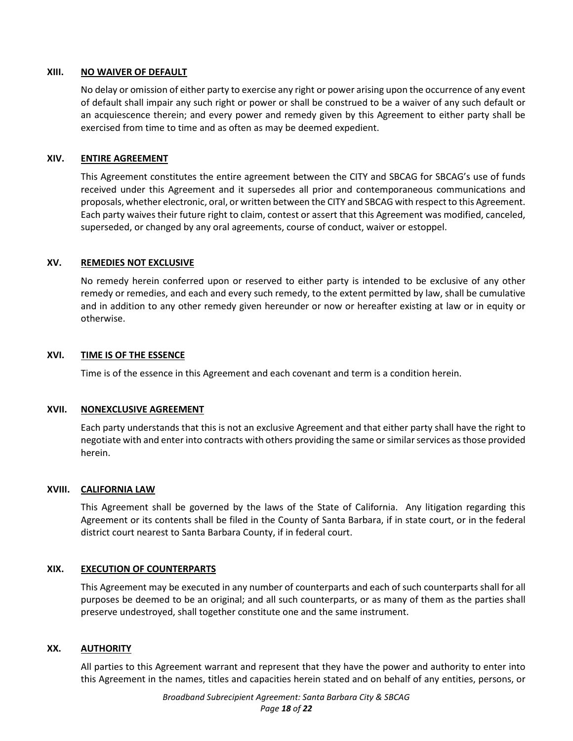## XIII. NO WAIVER OF DEFAULT

No delay or omission of either party to exercise any right or power arising upon the occurrence of any event of default shall impair any such right or power or shall be construed to be a waiver of any such default or an acquiescence therein; and every power and remedy given by this Agreement to either party shall be exercised from time to time and as often as may be deemed expedient.

## XIV. ENTIRE AGREEMENT

This Agreement constitutes the entire agreement between the CITY and SBCAG for SBCAG's use of funds received under this Agreement and it supersedes all prior and contemporaneous communications and proposals, whether electronic, oral, or written between the CITY and SBCAG with respect to this Agreement. Each party waives their future right to claim, contest or assert that this Agreement was modified, canceled, superseded, or changed by any oral agreements, course of conduct, waiver or estoppel.

## XV. REMEDIES NOT EXCLUSIVE

No remedy herein conferred upon or reserved to either party is intended to be exclusive of any other remedy or remedies, and each and every such remedy, to the extent permitted by law, shall be cumulative and in addition to any other remedy given hereunder or now or hereafter existing at law or in equity or otherwise.

## XVI. TIME IS OF THE ESSENCE

Time is of the essence in this Agreement and each covenant and term is a condition herein.

## XVII. NONEXCLUSIVE AGREEMENT

Each party understands that this is not an exclusive Agreement and that either party shall have the right to negotiate with and enter into contracts with others providing the same or similar services as those provided herein.

## XVIII. CALIFORNIA LAW

This Agreement shall be governed by the laws of the State of California. Any litigation regarding this Agreement or its contents shall be filed in the County of Santa Barbara, if in state court, or in the federal district court nearest to Santa Barbara County, if in federal court.

## XIX. EXECUTION OF COUNTERPARTS

This Agreement may be executed in any number of counterparts and each of such counterparts shall for all purposes be deemed to be an original; and all such counterparts, or as many of them as the parties shall preserve undestroyed, shall together constitute one and the same instrument.

## XX. AUTHORITY

All parties to this Agreement warrant and represent that they have the power and authority to enter into this Agreement in the names, titles and capacities herein stated and on behalf of any entities, persons, or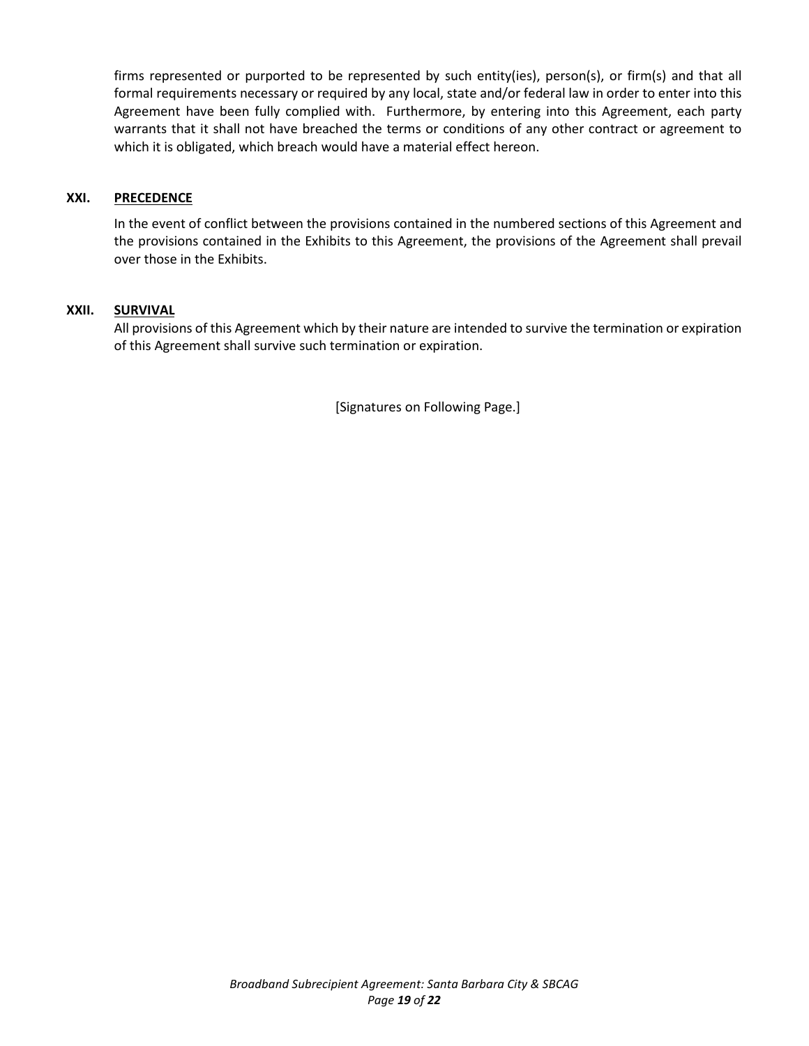firms represented or purported to be represented by such entity(ies), person(s), or firm(s) and that all formal requirements necessary or required by any local, state and/or federal law in order to enter into this Agreement have been fully complied with. Furthermore, by entering into this Agreement, each party warrants that it shall not have breached the terms or conditions of any other contract or agreement to which it is obligated, which breach would have a material effect hereon.

### XXI. PRECEDENCE

In the event of conflict between the provisions contained in the numbered sections of this Agreement and the provisions contained in the Exhibits to this Agreement, the provisions of the Agreement shall prevail over those in the Exhibits.

### XXII. SURVIVAL

All provisions of this Agreement which by their nature are intended to survive the termination or expiration of this Agreement shall survive such termination or expiration.

[Signatures on Following Page.]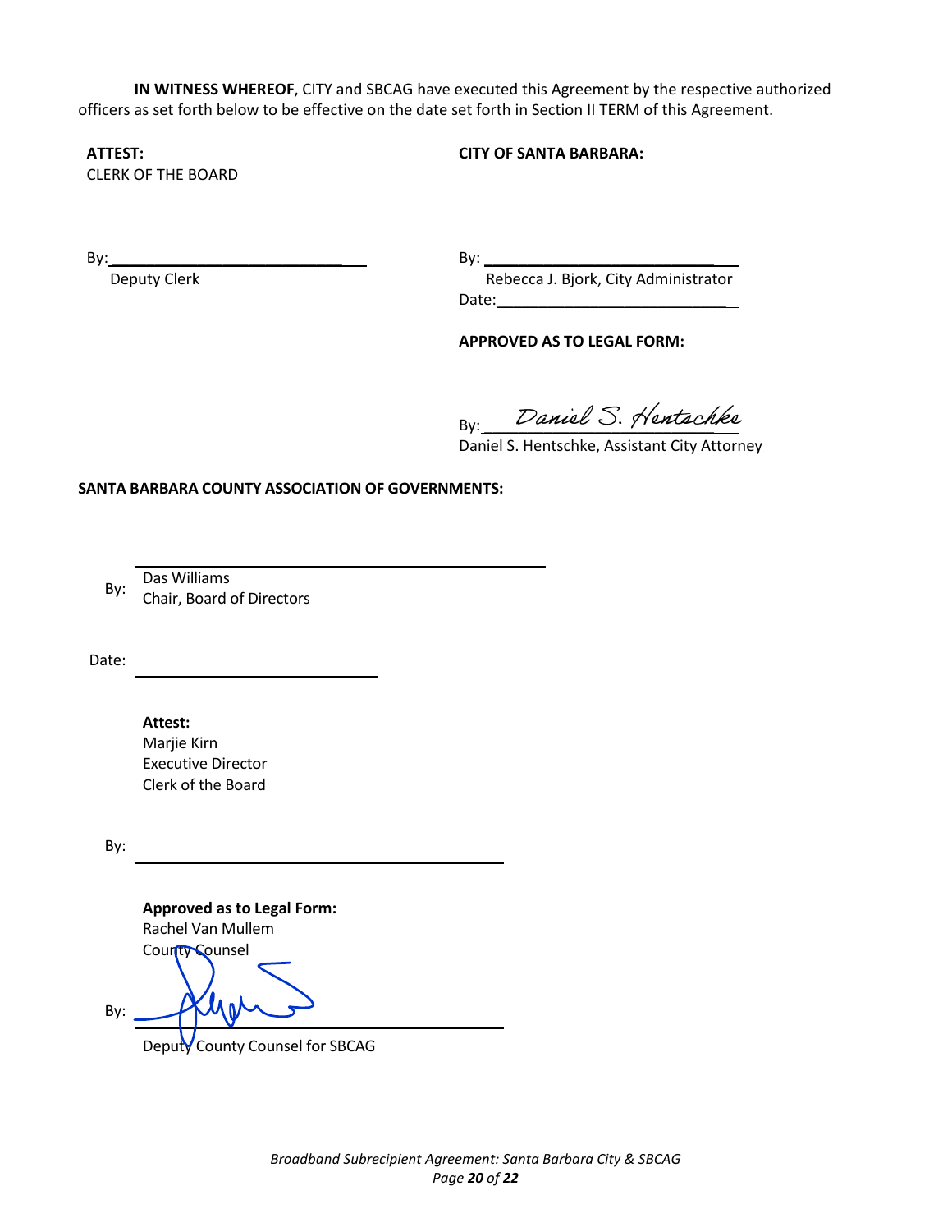**IN WITNESS WHEREOF**, CITY and SBCAG have executed this Agreement by the respective authorized officers as set forth below to be effective on the date set forth in Section II TERM of this Agreement.

**ATTEST:**
CLERK OF THE BOARD

By: ______________________________
Deputy Clerk

**CITY OF SANTA BARBARA:**

By: ______________________________
Rebecca J. Bjork, City Administrator
Date: ______________________________

**APPROVED AS TO LEGAL FORM:**

By: *Daniel S. Hentschke*
Daniel S. Hentschke, Assistant City Attorney

**SANTA BARBARA COUNTY ASSOCIATION OF GOVERNMENTS:**

By: ______________________________
Das Williams
Chair, Board of Directors

Date: ______________________________

**Attest:**
Marjie Kirn
Executive Director
Clerk of the Board

By: ______________________________

**Approved as to Legal Form:**
Rachel Van Mullem
County Counsel

By: [signature]
Deputy County Counsel for SBCAG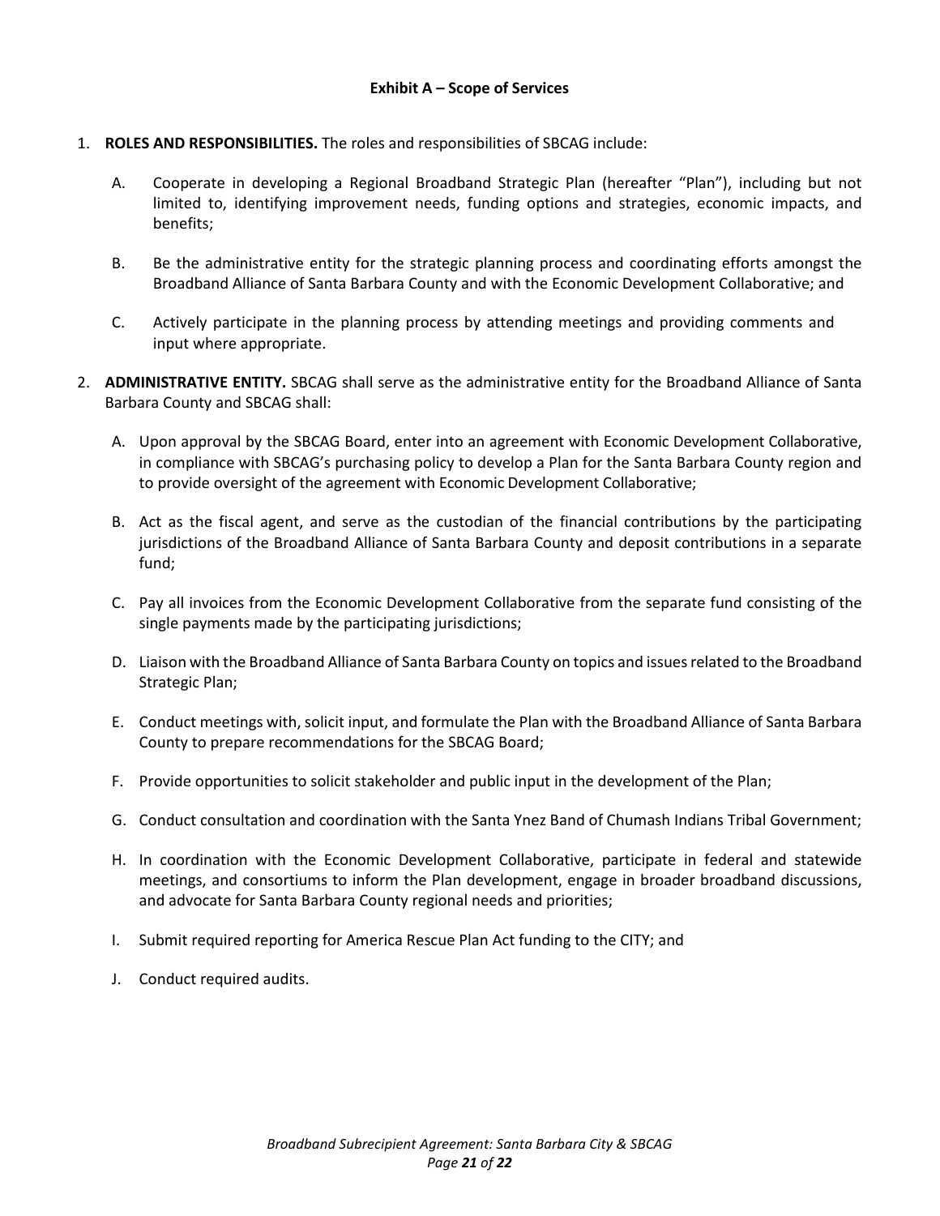## Exhibit A – Scope of Services

1. **ROLES AND RESPONSIBILITIES.** The roles and responsibilities of SBCAG include:

   A. Cooperate in developing a Regional Broadband Strategic Plan (hereafter "Plan"), including but not limited to, identifying improvement needs, funding options and strategies, economic impacts, and benefits;

   B. Be the administrative entity for the strategic planning process and coordinating efforts amongst the Broadband Alliance of Santa Barbara County and with the Economic Development Collaborative; and

   C. Actively participate in the planning process by attending meetings and providing comments and input where appropriate.

2. **ADMINISTRATIVE ENTITY.** SBCAG shall serve as the administrative entity for the Broadband Alliance of Santa Barbara County and SBCAG shall:

   A. Upon approval by the SBCAG Board, enter into an agreement with Economic Development Collaborative, in compliance with SBCAG's purchasing policy to develop a Plan for the Santa Barbara County region and to provide oversight of the agreement with Economic Development Collaborative;

   B. Act as the fiscal agent, and serve as the custodian of the financial contributions by the participating jurisdictions of the Broadband Alliance of Santa Barbara County and deposit contributions in a separate fund;

   C. Pay all invoices from the Economic Development Collaborative from the separate fund consisting of the single payments made by the participating jurisdictions;

   D. Liaison with the Broadband Alliance of Santa Barbara County on topics and issues related to the Broadband Strategic Plan;

   E. Conduct meetings with, solicit input, and formulate the Plan with the Broadband Alliance of Santa Barbara County to prepare recommendations for the SBCAG Board;

   F. Provide opportunities to solicit stakeholder and public input in the development of the Plan;

   G. Conduct consultation and coordination with the Santa Ynez Band of Chumash Indians Tribal Government;

   H. In coordination with the Economic Development Collaborative, participate in federal and statewide meetings, and consortiums to inform the Plan development, engage in broader broadband discussions, and advocate for Santa Barbara County regional needs and priorities;

   I. Submit required reporting for America Rescue Plan Act funding to the CITY; and

   J. Conduct required audits.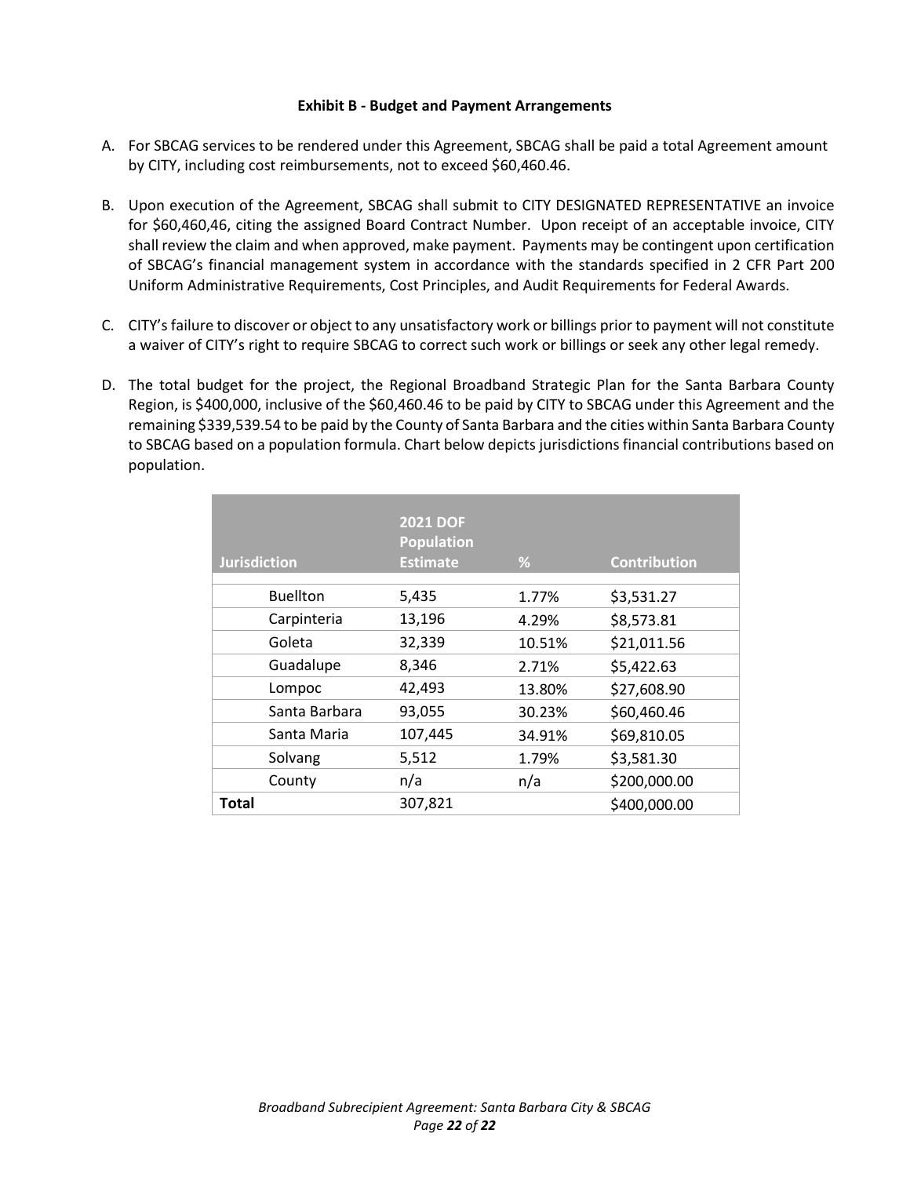**Exhibit B - Budget and Payment Arrangements**

A. For SBCAG services to be rendered under this Agreement, SBCAG shall be paid a total Agreement amount by CITY, including cost reimbursements, not to exceed $60,460.46.

B. Upon execution of the Agreement, SBCAG shall submit to CITY DESIGNATED REPRESENTATIVE an invoice for $60,460,46, citing the assigned Board Contract Number. Upon receipt of an acceptable invoice, CITY shall review the claim and when approved, make payment. Payments may be contingent upon certification of SBCAG's financial management system in accordance with the standards specified in 2 CFR Part 200 Uniform Administrative Requirements, Cost Principles, and Audit Requirements for Federal Awards.

C. CITY's failure to discover or object to any unsatisfactory work or billings prior to payment will not constitute a waiver of CITY's right to require SBCAG to correct such work or billings or seek any other legal remedy.

D. The total budget for the project, the Regional Broadband Strategic Plan for the Santa Barbara County Region, is $400,000, inclusive of the $60,460.46 to be paid by CITY to SBCAG under this Agreement and the remaining $339,539.54 to be paid by the County of Santa Barbara and the cities within Santa Barbara County to SBCAG based on a population formula. Chart below depicts jurisdictions financial contributions based on population.

| Jurisdiction | 2021 DOF Population Estimate | % | Contribution |
|---|---|---|---|
| Buellton | 5,435 | 1.77% | $3,531.27 |
| Carpinteria | 13,196 | 4.29% | $8,573.81 |
| Goleta | 32,339 | 10.51% | $21,011.56 |
| Guadalupe | 8,346 | 2.71% | $5,422.63 |
| Lompoc | 42,493 | 13.80% | $27,608.90 |
| Santa Barbara | 93,055 | 30.23% | $60,460.46 |
| Santa Maria | 107,445 | 34.91% | $69,810.05 |
| Solvang | 5,512 | 1.79% | $3,581.30 |
| County | n/a | n/a | $200,000.00 |
| **Total** | 307,821 | | $400,000.00 |